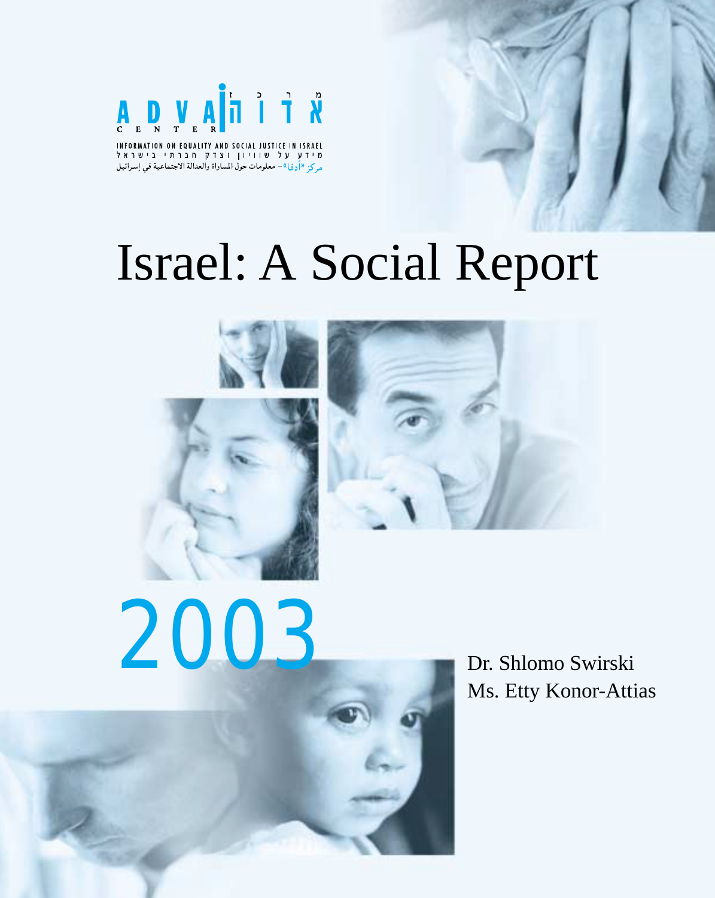ADVA CENTER

מרכז אדוה

INFORMATION ON EQUALITY AND SOCIAL JUSTICE IN ISRAEL

מידע על שוויון וצדק חברתי בישראל

مركز «أدفا» - معلومات حول المساواة والعدالة الاجتماعية في إسرائيل

# Israel: A Social Report

# 2003

Dr. Shlomo Swirski

Ms. Etty Konor-Attias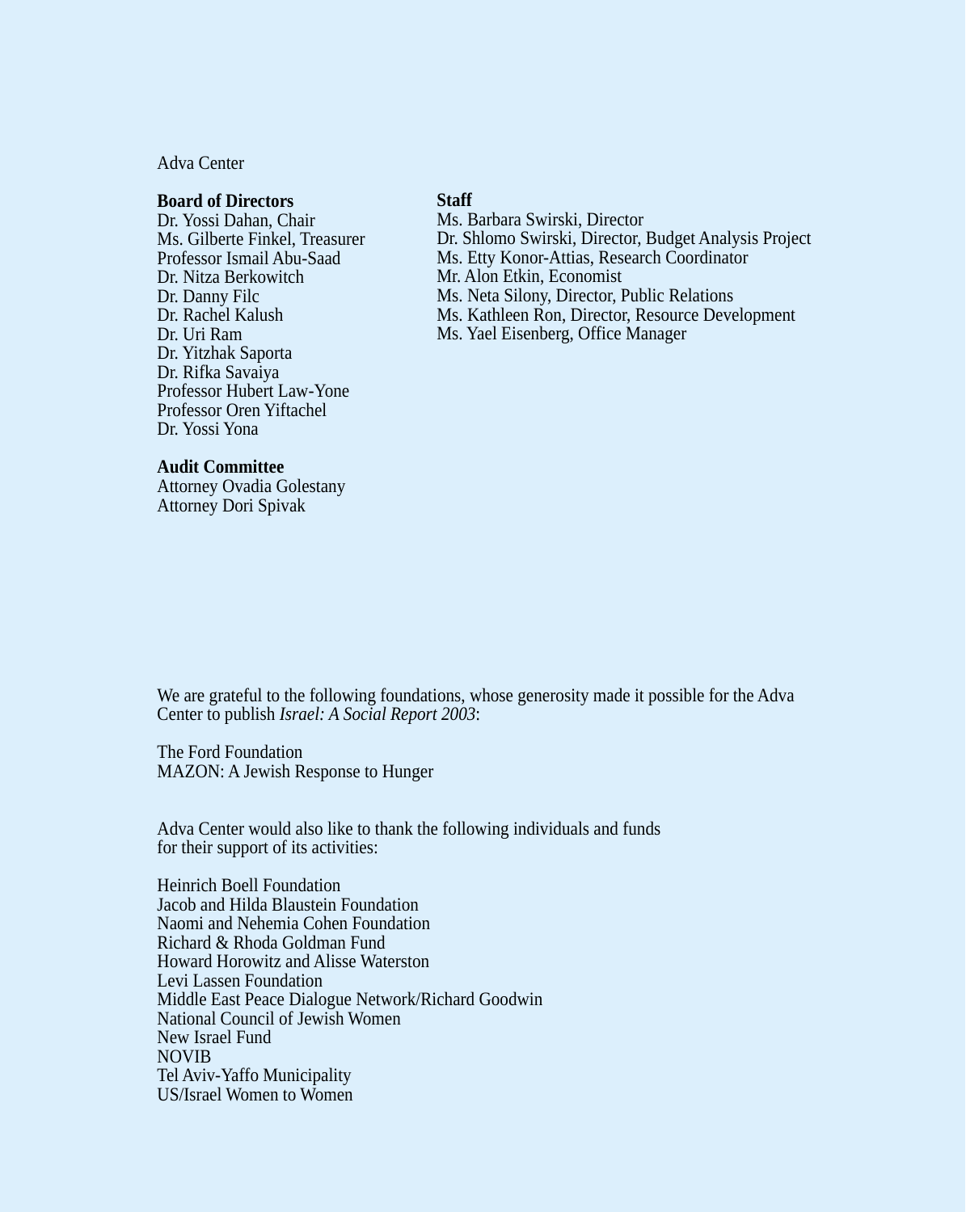Adva Center

**Board of Directors**
Dr. Yossi Dahan, Chair
Ms. Gilberte Finkel, Treasurer
Professor Ismail Abu-Saad
Dr. Nitza Berkowitch
Dr. Danny Filc
Dr. Rachel Kalush
Dr. Uri Ram
Dr. Yitzhak Saporta
Dr. Rifka Savaiya
Professor Hubert Law-Yone
Professor Oren Yiftachel
Dr. Yossi Yona

**Audit Committee**
Attorney Ovadia Golestany
Attorney Dori Spivak

**Staff**
Ms. Barbara Swirski, Director
Dr. Shlomo Swirski, Director, Budget Analysis Project
Ms. Etty Konor-Attias, Research Coordinator
Mr. Alon Etkin, Economist
Ms. Neta Silony, Director, Public Relations
Ms. Kathleen Ron, Director, Resource Development
Ms. Yael Eisenberg, Office Manager

We are grateful to the following foundations, whose generosity made it possible for the Adva Center to publish *Israel: A Social Report 2003*:

The Ford Foundation
MAZON: A Jewish Response to Hunger

Adva Center would also like to thank the following individuals and funds for their support of its activities:

Heinrich Boell Foundation
Jacob and Hilda Blaustein Foundation
Naomi and Nehemia Cohen Foundation
Richard & Rhoda Goldman Fund
Howard Horowitz and Alisse Waterston
Levi Lassen Foundation
Middle East Peace Dialogue Network/Richard Goodwin
National Council of Jewish Women
New Israel Fund
NOVIB
Tel Aviv-Yaffo Municipality
US/Israel Women to Women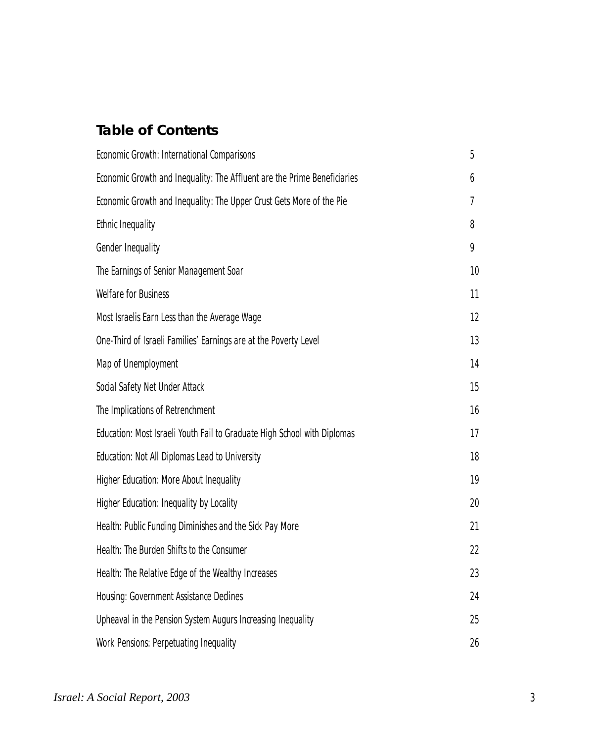## Table of Contents

| | |
|---|---|
| Economic Growth: International Comparisons | 5 |
| Economic Growth and Inequality: The Affluent are the Prime Beneficiaries | 6 |
| Economic Growth and Inequality: The Upper Crust Gets More of the Pie | 7 |
| Ethnic Inequality | 8 |
| Gender Inequality | 9 |
| The Earnings of Senior Management Soar | 10 |
| Welfare for Business | 11 |
| Most Israelis Earn Less than the Average Wage | 12 |
| One-Third of Israeli Families' Earnings are at the Poverty Level | 13 |
| Map of Unemployment | 14 |
| Social Safety Net Under Attack | 15 |
| The Implications of Retrenchment | 16 |
| Education: Most Israeli Youth Fail to Graduate High School with Diplomas | 17 |
| Education: Not All Diplomas Lead to University | 18 |
| Higher Education: More About Inequality | 19 |
| Higher Education: Inequality by Locality | 20 |
| Health: Public Funding Diminishes and the Sick Pay More | 21 |
| Health: The Burden Shifts to the Consumer | 22 |
| Health: The Relative Edge of the Wealthy Increases | 23 |
| Housing: Government Assistance Declines | 24 |
| Upheaval in the Pension System Augurs Increasing Inequality | 25 |
| Work Pensions: Perpetuating Inequality | 26 |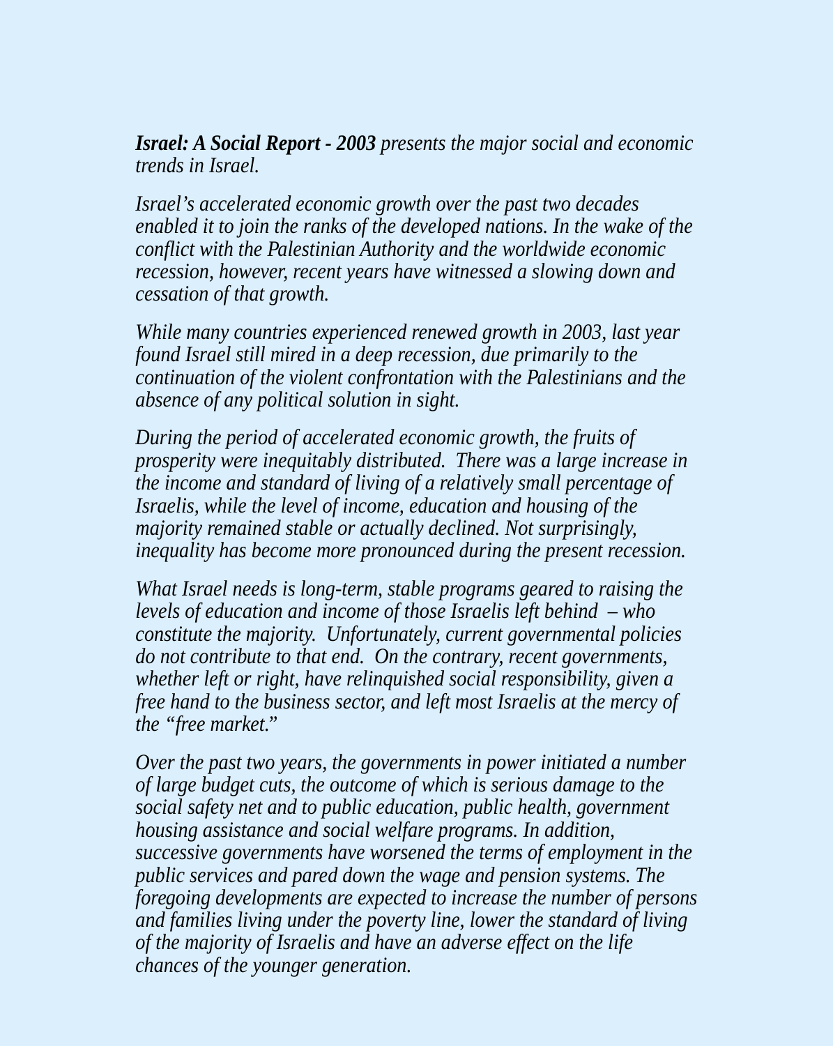***Israel: A Social Report - 2003*** *presents the major social and economic trends in Israel.*

*Israel's accelerated economic growth over the past two decades enabled it to join the ranks of the developed nations. In the wake of the conflict with the Palestinian Authority and the worldwide economic recession, however, recent years have witnessed a slowing down and cessation of that growth.*

*While many countries experienced renewed growth in 2003, last year found Israel still mired in a deep recession, due primarily to the continuation of the violent confrontation with the Palestinians and the absence of any political solution in sight.*

*During the period of accelerated economic growth, the fruits of prosperity were inequitably distributed. There was a large increase in the income and standard of living of a relatively small percentage of Israelis, while the level of income, education and housing of the majority remained stable or actually declined. Not surprisingly, inequality has become more pronounced during the present recession.*

*What Israel needs is long-term, stable programs geared to raising the levels of education and income of those Israelis left behind – who constitute the majority. Unfortunately, current governmental policies do not contribute to that end. On the contrary, recent governments, whether left or right, have relinquished social responsibility, given a free hand to the business sector, and left most Israelis at the mercy of the "free market."*

*Over the past two years, the governments in power initiated a number of large budget cuts, the outcome of which is serious damage to the social safety net and to public education, public health, government housing assistance and social welfare programs. In addition, successive governments have worsened the terms of employment in the public services and pared down the wage and pension systems. The foregoing developments are expected to increase the number of persons and families living under the poverty line, lower the standard of living of the majority of Israelis and have an adverse effect on the life chances of the younger generation.*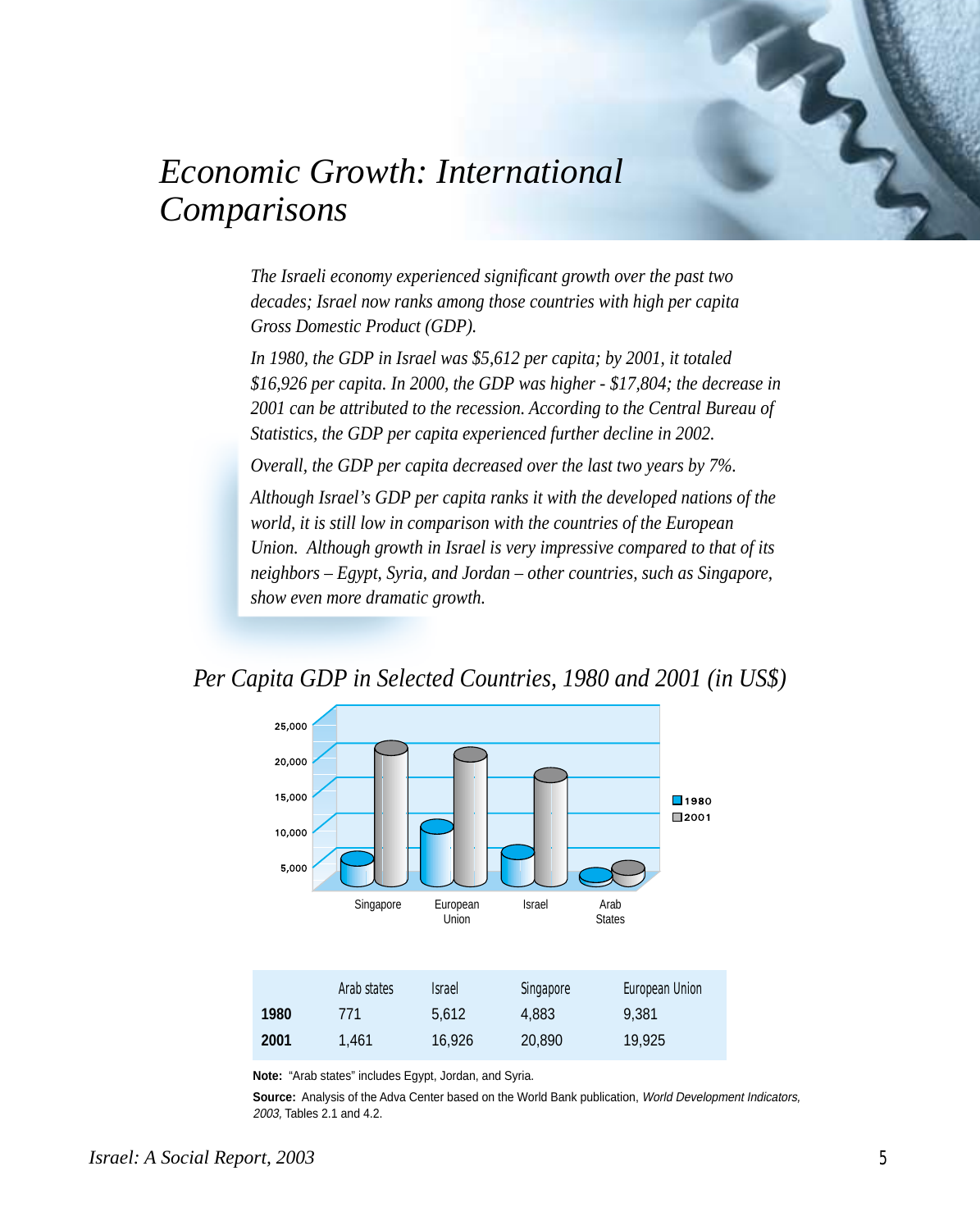# *Economic Growth: International Comparisons*

*The Israeli economy experienced significant growth over the past two decades; Israel now ranks among those countries with high per capita Gross Domestic Product (GDP).*

*In 1980, the GDP in Israel was $5,612 per capita; by 2001, it totaled $16,926 per capita. In 2000, the GDP was higher - $17,804; the decrease in 2001 can be attributed to the recession. According to the Central Bureau of Statistics, the GDP per capita experienced further decline in 2002.*

*Overall, the GDP per capita decreased over the last two years by 7%.*

*Although Israel's GDP per capita ranks it with the developed nations of the world, it is still low in comparison with the countries of the European Union. Although growth in Israel is very impressive compared to that of its neighbors – Egypt, Syria, and Jordan – other countries, such as Singapore, show even more dramatic growth.*

## *Per Capita GDP in Selected Countries, 1980 and 2001 (in US$)*

| | Arab states | Israel | Singapore | European Union |
|---|---|---|---|---|
| **1980** | 771 | 5,612 | 4,883 | 9,381 |
| **2001** | 1,461 | 16,926 | 20,890 | 19,925 |

**Note:** "Arab states" includes Egypt, Jordan, and Syria.

**Source:** Analysis of the Adva Center based on the World Bank publication, *World Development Indicators, 2003,* Tables 2.1 and 4.2.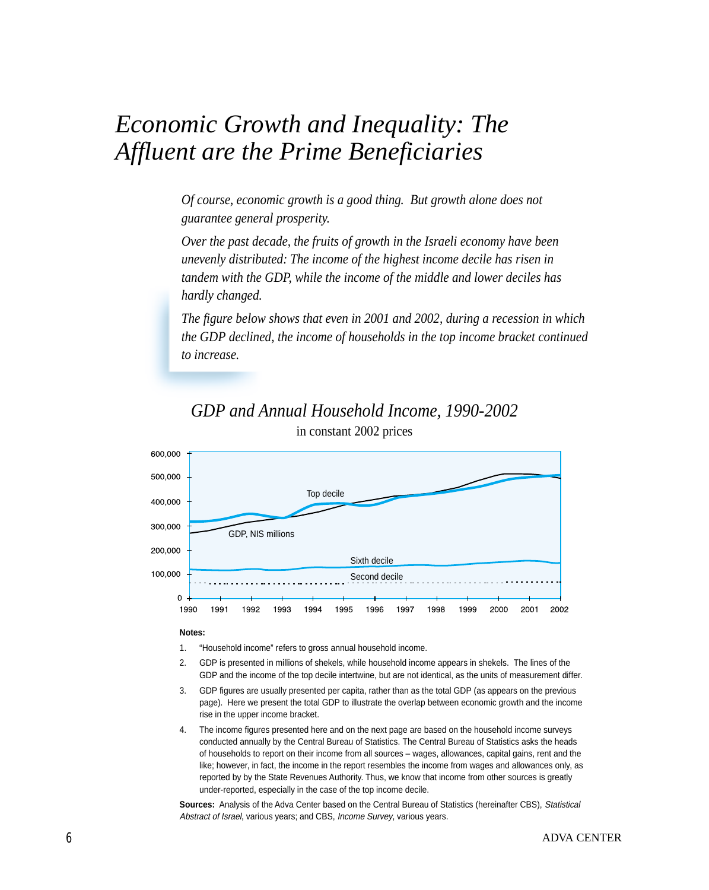# *Economic Growth and Inequality: The Affluent are the Prime Beneficiaries*

*Of course, economic growth is a good thing. But growth alone does not guarantee general prosperity.*

*Over the past decade, the fruits of growth in the Israeli economy have been unevenly distributed: The income of the highest income decile has risen in tandem with the GDP, while the income of the middle and lower deciles has hardly changed.*

*The figure below shows that even in 2001 and 2002, during a recession in which the GDP declined, the income of households in the top income bracket continued to increase.*

## *GDP and Annual Household Income, 1990-2002*

in constant 2002 prices

**Notes:**

1. "Household income" refers to gross annual household income.
2. GDP is presented in millions of shekels, while household income appears in shekels. The lines of the GDP and the income of the top decile intertwine, but are not identical, as the units of measurement differ.
3. GDP figures are usually presented per capita, rather than as the total GDP (as appears on the previous page). Here we present the total GDP to illustrate the overlap between economic growth and the income rise in the upper income bracket.
4. The income figures presented here and on the next page are based on the household income surveys conducted annually by the Central Bureau of Statistics. The Central Bureau of Statistics asks the heads of households to report on their income from all sources – wages, allowances, capital gains, rent and the like; however, in fact, the income in the report resembles the income from wages and allowances only, as reported by by the State Revenues Authority. Thus, we know that income from other sources is greatly under-reported, especially in the case of the top income decile.

**Sources:** Analysis of the Adva Center based on the Central Bureau of Statistics (hereinafter CBS), *Statistical Abstract of Israel*, various years; and CBS, *Income Survey*, various years.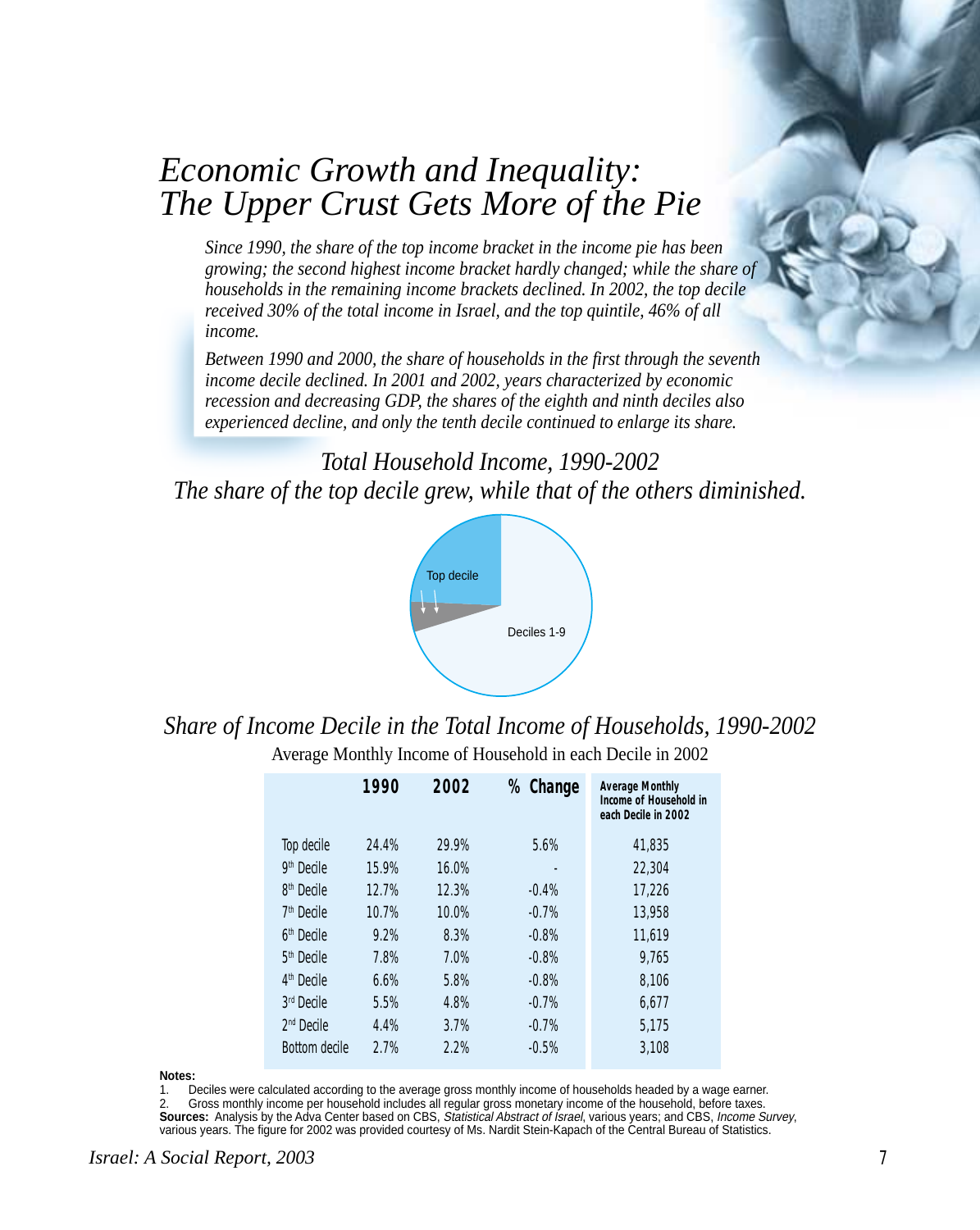# *Economic Growth and Inequality: The Upper Crust Gets More of the Pie*

*Since 1990, the share of the top income bracket in the income pie has been growing; the second highest income bracket hardly changed; while the share of households in the remaining income brackets declined. In 2002, the top decile received 30% of the total income in Israel, and the top quintile, 46% of all income.*

*Between 1990 and 2000, the share of households in the first through the seventh income decile declined. In 2001 and 2002, years characterized by economic recession and decreasing GDP, the shares of the eighth and ninth deciles also experienced decline, and only the tenth decile continued to enlarge its share.*

## *Total Household Income, 1990-2002*
## *The share of the top decile grew, while that of the others diminished.*

Top decile

Deciles 1-9

## *Share of Income Decile in the Total Income of Households, 1990-2002*

Average Monthly Income of Household in each Decile in 2002

| | 1990 | 2002 | % Change | Average Monthly Income of Household in each Decile in 2002 |
|---|---|---|---|---|
| Top decile | 24.4% | 29.9% | 5.6% | 41,835 |
| 9th Decile | 15.9% | 16.0% | - | 22,304 |
| 8th Decile | 12.7% | 12.3% | -0.4% | 17,226 |
| 7th Decile | 10.7% | 10.0% | -0.7% | 13,958 |
| 6th Decile | 9.2% | 8.3% | -0.8% | 11,619 |
| 5th Decile | 7.8% | 7.0% | -0.8% | 9,765 |
| 4th Decile | 6.6% | 5.8% | -0.8% | 8,106 |
| 3rd Decile | 5.5% | 4.8% | -0.7% | 6,677 |
| 2nd Decile | 4.4% | 3.7% | -0.7% | 5,175 |
| Bottom decile | 2.7% | 2.2% | -0.5% | 3,108 |

**Notes:**
1. Deciles were calculated according to the average gross monthly income of households headed by a wage earner.
2. Gross monthly income per household includes all regular gross monetary income of the household, before taxes.

**Sources:** Analysis by the Adva Center based on CBS, *Statistical Abstract of Israel*, various years; and CBS, *Income Survey*, various years. The figure for 2002 was provided courtesy of Ms. Nardit Stein-Kapach of the Central Bureau of Statistics.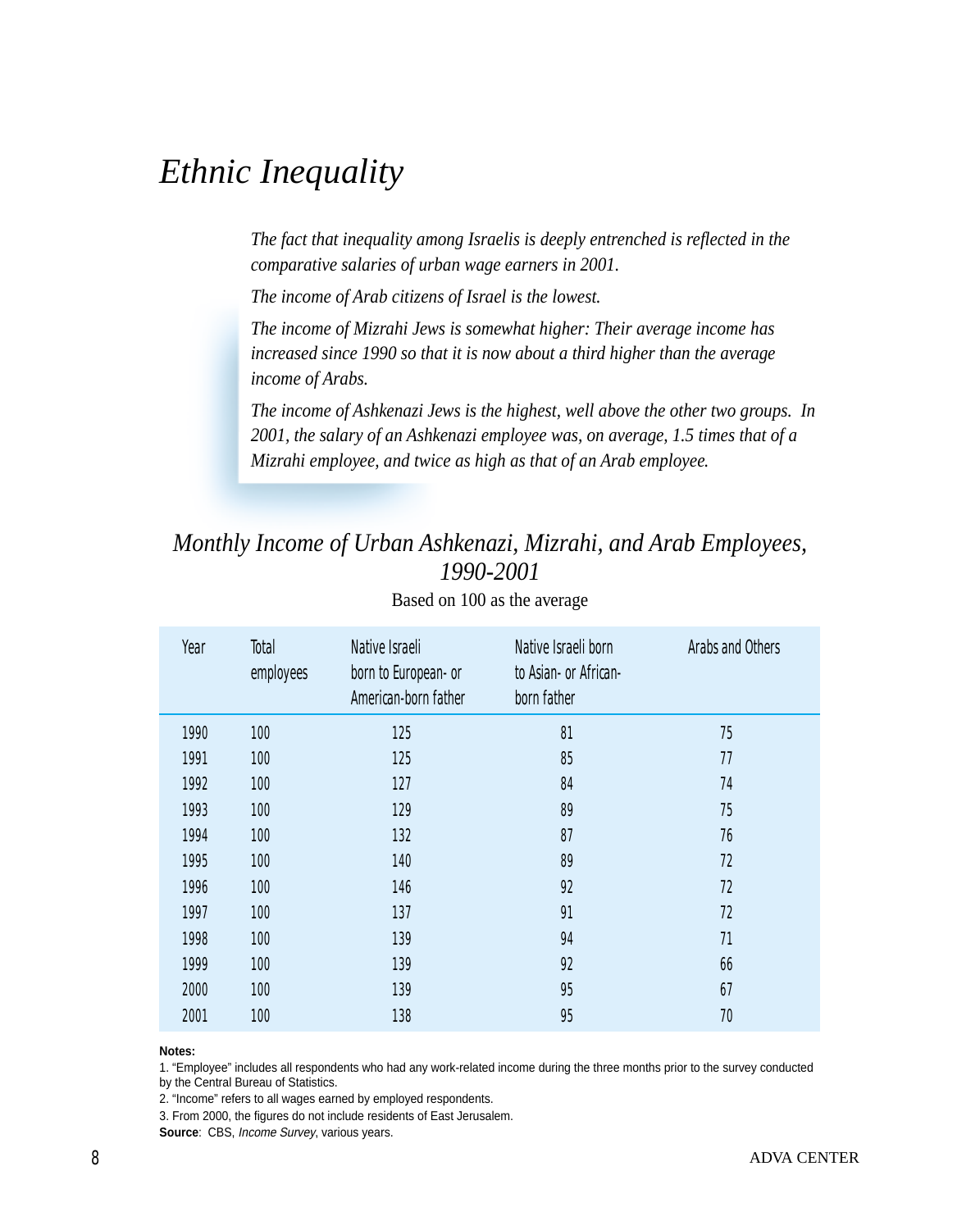# *Ethnic Inequality*

*The fact that inequality among Israelis is deeply entrenched is reflected in the comparative salaries of urban wage earners in 2001.*

*The income of Arab citizens of Israel is the lowest.*

*The income of Mizrahi Jews is somewhat higher: Their average income has increased since 1990 so that it is now about a third higher than the average income of Arabs.*

*The income of Ashkenazi Jews is the highest, well above the other two groups. In 2001, the salary of an Ashkenazi employee was, on average, 1.5 times that of a Mizrahi employee, and twice as high as that of an Arab employee.*

## *Monthly Income of Urban Ashkenazi, Mizrahi, and Arab Employees, 1990-2001*

Based on 100 as the average

| Year | Total employees | Native Israeli born to European- or American-born father | Native Israeli born to Asian- or African-born father | Arabs and Others |
|---|---|---|---|---|
| 1990 | 100 | 125 | 81 | 75 |
| 1991 | 100 | 125 | 85 | 77 |
| 1992 | 100 | 127 | 84 | 74 |
| 1993 | 100 | 129 | 89 | 75 |
| 1994 | 100 | 132 | 87 | 76 |
| 1995 | 100 | 140 | 89 | 72 |
| 1996 | 100 | 146 | 92 | 72 |
| 1997 | 100 | 137 | 91 | 72 |
| 1998 | 100 | 139 | 94 | 71 |
| 1999 | 100 | 139 | 92 | 66 |
| 2000 | 100 | 139 | 95 | 67 |
| 2001 | 100 | 138 | 95 | 70 |

**Notes:**

1. "Employee" includes all respondents who had any work-related income during the three months prior to the survey conducted by the Central Bureau of Statistics.
2. "Income" refers to all wages earned by employed respondents.
3. From 2000, the figures do not include residents of East Jerusalem.

**Source**: CBS, *Income Survey*, various years.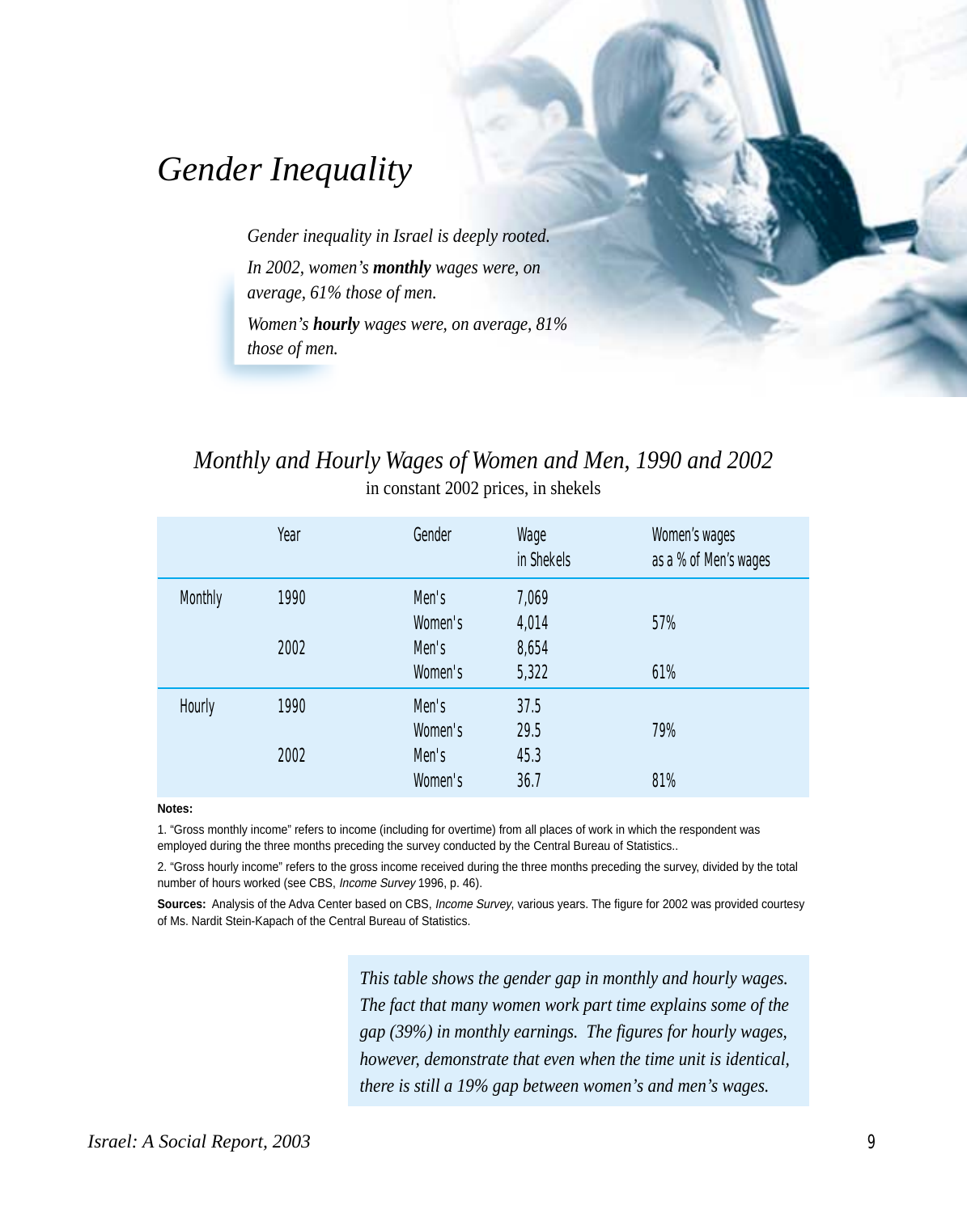# *Gender Inequality*

*Gender inequality in Israel is deeply rooted.*

*In 2002, women's **monthly** wages were, on average, 61% those of men.*

*Women's **hourly** wages were, on average, 81% those of men.*

## *Monthly and Hourly Wages of Women and Men, 1990 and 2002*

in constant 2002 prices, in shekels

| | Year | Gender | Wage in Shekels | Women's wages as a % of Men's wages |
|---|---|---|---|---|
| Monthly | 1990 | Men's | 7,069 | |
| | | Women's | 4,014 | 57% |
| | 2002 | Men's | 8,654 | |
| | | Women's | 5,322 | 61% |
| Hourly | 1990 | Men's | 37.5 | |
| | | Women's | 29.5 | 79% |
| | 2002 | Men's | 45.3 | |
| | | Women's | 36.7 | 81% |

**Notes:**

1. "Gross monthly income" refers to income (including for overtime) from all places of work in which the respondent was employed during the three months preceding the survey conducted by the Central Bureau of Statistics..

2. "Gross hourly income" refers to the gross income received during the three months preceding the survey, divided by the total number of hours worked (see CBS, *Income Survey* 1996, p. 46).

**Sources:** Analysis of the Adva Center based on CBS, *Income Survey*, various years. The figure for 2002 was provided courtesy of Ms. Nardit Stein-Kapach of the Central Bureau of Statistics.

*This table shows the gender gap in monthly and hourly wages. The fact that many women work part time explains some of the gap (39%) in monthly earnings. The figures for hourly wages, however, demonstrate that even when the time unit is identical, there is still a 19% gap between women's and men's wages.*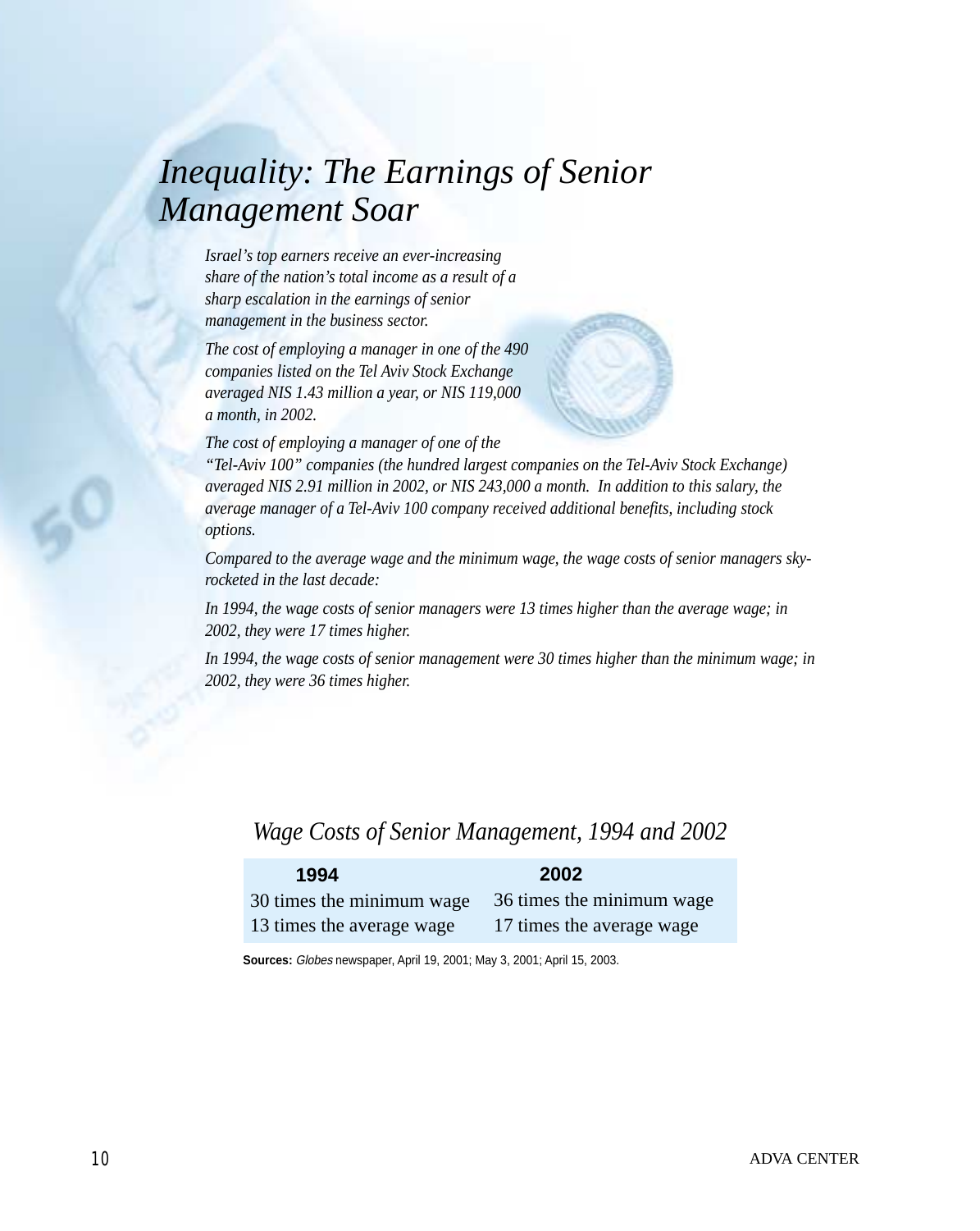# *Inequality: The Earnings of Senior Management Soar*

*Israel's top earners receive an ever-increasing share of the nation's total income as a result of a sharp escalation in the earnings of senior management in the business sector.*

*The cost of employing a manager in one of the 490 companies listed on the Tel Aviv Stock Exchange averaged NIS 1.43 million a year, or NIS 119,000 a month, in 2002.*

*The cost of employing a manager of one of the "Tel-Aviv 100" companies (the hundred largest companies on the Tel-Aviv Stock Exchange) averaged NIS 2.91 million in 2002, or NIS 243,000 a month. In addition to this salary, the average manager of a Tel-Aviv 100 company received additional benefits, including stock options.*

*Compared to the average wage and the minimum wage, the wage costs of senior managers sky-rocketed in the last decade:*

*In 1994, the wage costs of senior managers were 13 times higher than the average wage; in 2002, they were 17 times higher.*

*In 1994, the wage costs of senior management were 30 times higher than the minimum wage; in 2002, they were 36 times higher.*

## *Wage Costs of Senior Management, 1994 and 2002*

| 1994 | 2002 |
|---|---|
| 30 times the minimum wage | 36 times the minimum wage |
| 13 times the average wage | 17 times the average wage |

**Sources:** *Globes* newspaper, April 19, 2001; May 3, 2001; April 15, 2003.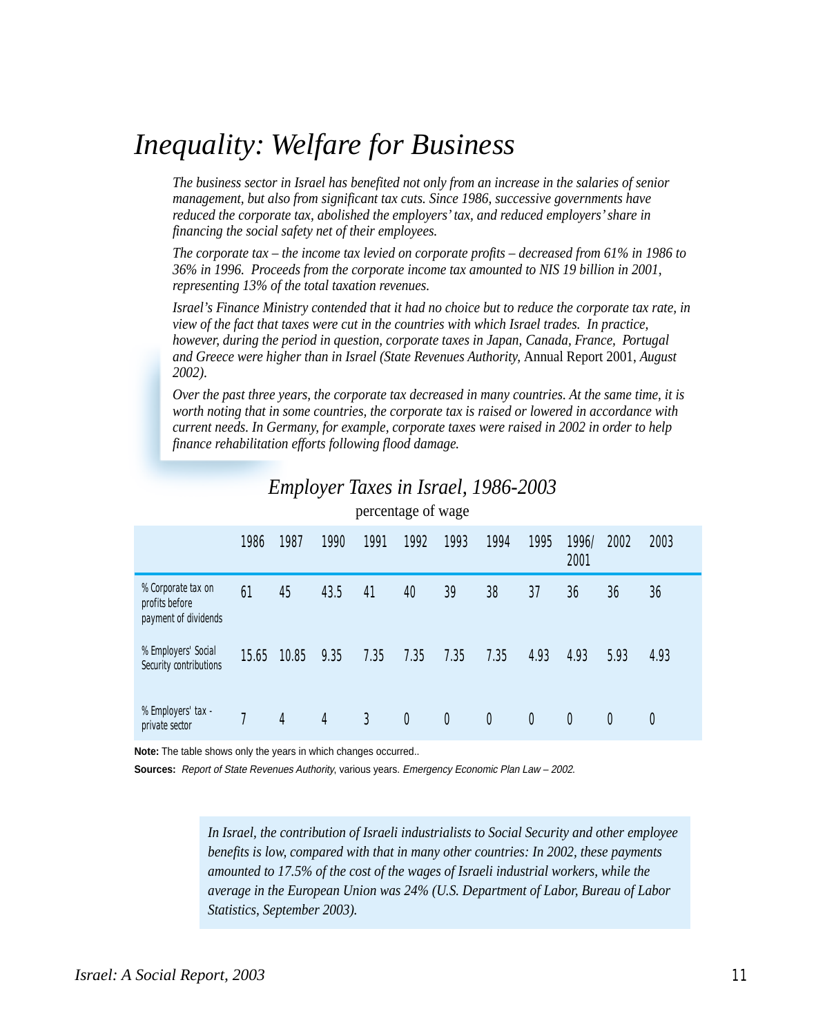# *Inequality: Welfare for Business*

*The business sector in Israel has benefited not only from an increase in the salaries of senior management, but also from significant tax cuts. Since 1986, successive governments have reduced the corporate tax, abolished the employers' tax, and reduced employers' share in financing the social safety net of their employees.*

*The corporate tax – the income tax levied on corporate profits – decreased from 61% in 1986 to 36% in 1996. Proceeds from the corporate income tax amounted to NIS 19 billion in 2001, representing 13% of the total taxation revenues.*

*Israel's Finance Ministry contended that it had no choice but to reduce the corporate tax rate, in view of the fact that taxes were cut in the countries with which Israel trades. In practice, however, during the period in question, corporate taxes in Japan, Canada, France, Portugal and Greece were higher than in Israel (State Revenues Authority,* Annual Report 2001, *August 2002).*

*Over the past three years, the corporate tax decreased in many countries. At the same time, it is worth noting that in some countries, the corporate tax is raised or lowered in accordance with current needs. In Germany, for example, corporate taxes were raised in 2002 in order to help finance rehabilitation efforts following flood damage.*

## *Employer Taxes in Israel, 1986-2003*

percentage of wage

| | 1986 | 1987 | 1990 | 1991 | 1992 | 1993 | 1994 | 1995 | 1996/2001 | 2002 | 2003 |
|---|---|---|---|---|---|---|---|---|---|---|---|
| % Corporate tax on profits before payment of dividends | 61 | 45 | 43.5 | 41 | 40 | 39 | 38 | 37 | 36 | 36 | 36 |
| % Employers' Social Security contributions | 15.65 | 10.85 | 9.35 | 7.35 | 7.35 | 7.35 | 7.35 | 4.93 | 4.93 | 5.93 | 4.93 |
| % Employers' tax - private sector | 7 | 4 | 4 | 3 | 0 | 0 | 0 | 0 | 0 | 0 | 0 |

**Note:** The table shows only the years in which changes occurred..

**Sources:** *Report of State Revenues Authority*, various years. *Emergency Economic Plan Law – 2002.*

*In Israel, the contribution of Israeli industrialists to Social Security and other employee benefits is low, compared with that in many other countries: In 2002, these payments amounted to 17.5% of the cost of the wages of Israeli industrial workers, while the average in the European Union was 24% (U.S. Department of Labor, Bureau of Labor Statistics, September 2003).*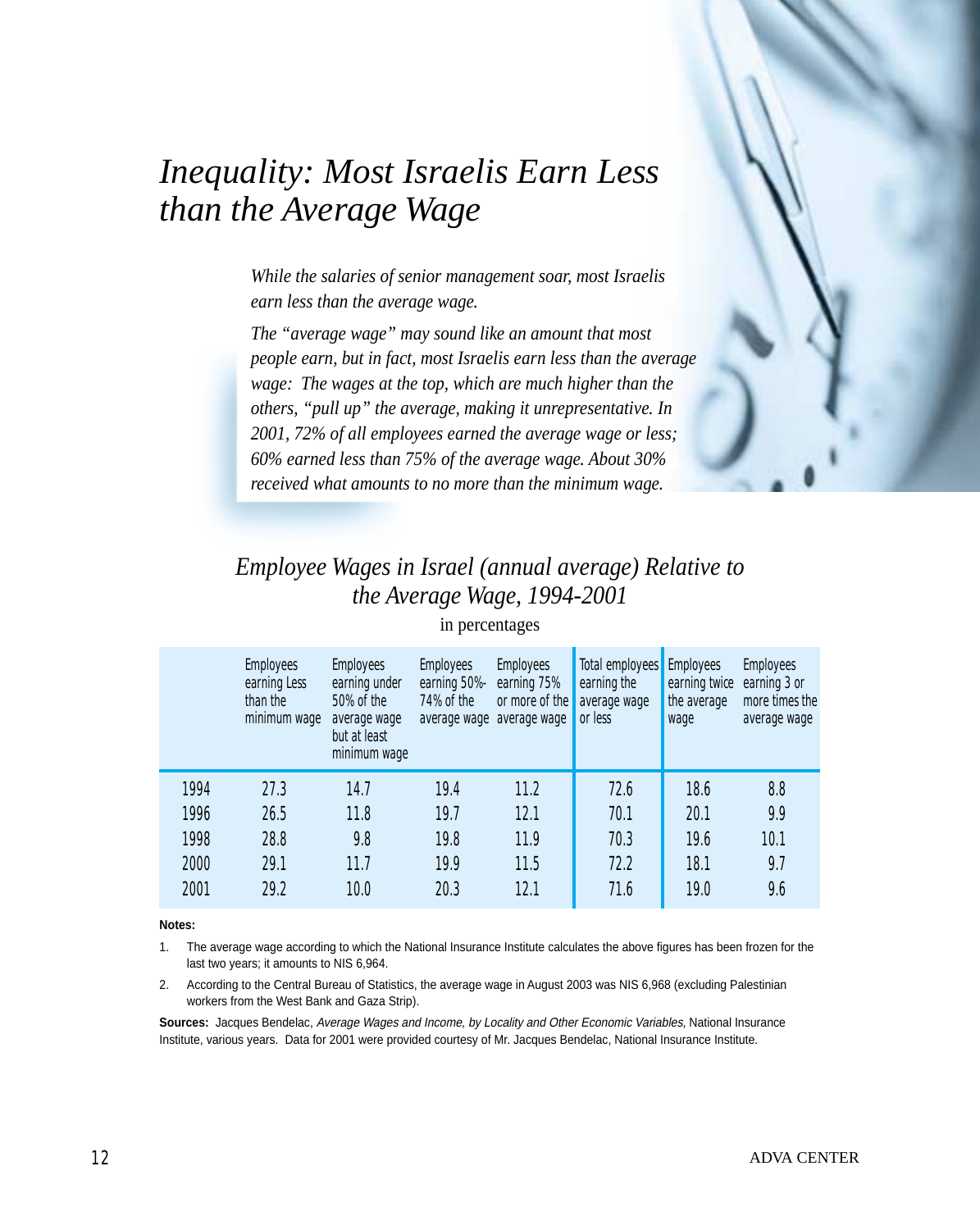# *Inequality: Most Israelis Earn Less than the Average Wage*

*While the salaries of senior management soar, most Israelis earn less than the average wage.*

*The "average wage" may sound like an amount that most people earn, but in fact, most Israelis earn less than the average wage: The wages at the top, which are much higher than the others, "pull up" the average, making it unrepresentative. In 2001, 72% of all employees earned the average wage or less; 60% earned less than 75% of the average wage. About 30% received what amounts to no more than the minimum wage.*

## *Employee Wages in Israel (annual average) Relative to the Average Wage, 1994-2001*

in percentages

| | Employees earning Less than the minimum wage | Employees earning under 50% of the average wage but at least minimum wage | Employees earning 50%-74% of the average wage | Employees earning 75% or more of the average wage | Total employees earning the average wage or less | Employees earning twice the average wage | Employees earning 3 or more times the average wage |
|---|---|---|---|---|---|---|---|
| 1994 | 27.3 | 14.7 | 19.4 | 11.2 | 72.6 | 18.6 | 8.8 |
| 1996 | 26.5 | 11.8 | 19.7 | 12.1 | 70.1 | 20.1 | 9.9 |
| 1998 | 28.8 | 9.8 | 19.8 | 11.9 | 70.3 | 19.6 | 10.1 |
| 2000 | 29.1 | 11.7 | 19.9 | 11.5 | 72.2 | 18.1 | 9.7 |
| 2001 | 29.2 | 10.0 | 20.3 | 12.1 | 71.6 | 19.0 | 9.6 |

**Notes:**

1. The average wage according to which the National Insurance Institute calculates the above figures has been frozen for the last two years; it amounts to NIS 6,964.
2. According to the Central Bureau of Statistics, the average wage in August 2003 was NIS 6,968 (excluding Palestinian workers from the West Bank and Gaza Strip).

**Sources:** Jacques Bendelac, *Average Wages and Income, by Locality and Other Economic Variables,* National Insurance Institute, various years. Data for 2001 were provided courtesy of Mr. Jacques Bendelac, National Insurance Institute.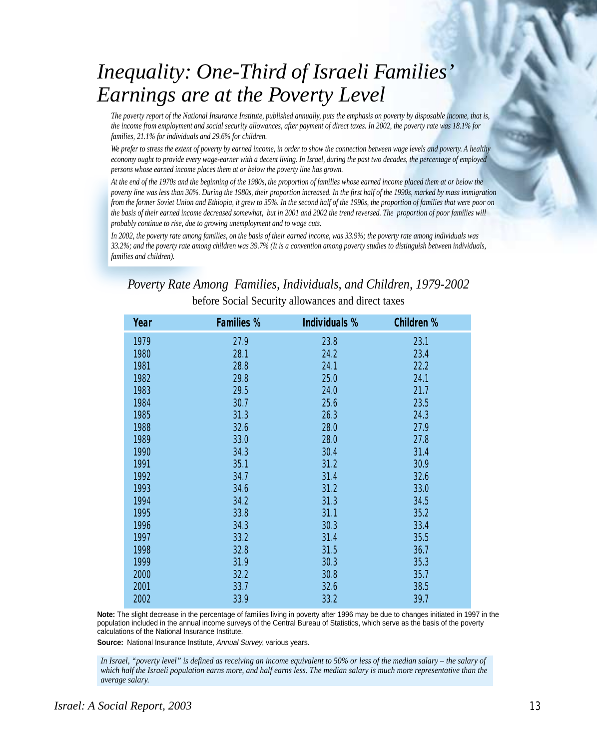# *Inequality: One-Third of Israeli Families' Earnings are at the Poverty Level*

*The poverty report of the National Insurance Institute, published annually, puts the emphasis on poverty by disposable income, that is, the income from employment and social security allowances, after payment of direct taxes. In 2002, the poverty rate was 18.1% for families, 21.1% for individuals and 29.6% for children.*

*We prefer to stress the extent of poverty by earned income, in order to show the connection between wage levels and poverty. A healthy economy ought to provide every wage-earner with a decent living. In Israel, during the past two decades, the percentage of employed persons whose earned income places them at or below the poverty line has grown.*

*At the end of the 1970s and the beginning of the 1980s, the proportion of families whose earned income placed them at or below the poverty line was less than 30%. During the 1980s, their proportion increased. In the first half of the 1990s, marked by mass immigration from the former Soviet Union and Ethiopia, it grew to 35%. In the second half of the 1990s, the proportion of families that were poor on the basis of their earned income decreased somewhat, but in 2001 and 2002 the trend reversed. The proportion of poor families will probably continue to rise, due to growing unemployment and to wage cuts.*

*In 2002, the poverty rate among families, on the basis of their earned income, was 33.9%; the poverty rate among individuals was 33.2%; and the poverty rate among children was 39.7% (It is a convention among poverty studies to distinguish between individuals, families and children).*

## *Poverty Rate Among Families, Individuals, and Children, 1979-2002*

before Social Security allowances and direct taxes

| Year | Families % | Individuals % | Children % |
|---|---|---|---|
| 1979 | 27.9 | 23.8 | 23.1 |
| 1980 | 28.1 | 24.2 | 23.4 |
| 1981 | 28.8 | 24.1 | 22.2 |
| 1982 | 29.8 | 25.0 | 24.1 |
| 1983 | 29.5 | 24.0 | 21.7 |
| 1984 | 30.7 | 25.6 | 23.5 |
| 1985 | 31.3 | 26.3 | 24.3 |
| 1988 | 32.6 | 28.0 | 27.9 |
| 1989 | 33.0 | 28.0 | 27.8 |
| 1990 | 34.3 | 30.4 | 31.4 |
| 1991 | 35.1 | 31.2 | 30.9 |
| 1992 | 34.7 | 31.4 | 32.6 |
| 1993 | 34.6 | 31.2 | 33.0 |
| 1994 | 34.2 | 31.3 | 34.5 |
| 1995 | 33.8 | 31.1 | 35.2 |
| 1996 | 34.3 | 30.3 | 33.4 |
| 1997 | 33.2 | 31.4 | 35.5 |
| 1998 | 32.8 | 31.5 | 36.7 |
| 1999 | 31.9 | 30.3 | 35.3 |
| 2000 | 32.2 | 30.8 | 35.7 |
| 2001 | 33.7 | 32.6 | 38.5 |
| 2002 | 33.9 | 33.2 | 39.7 |

**Note:** The slight decrease in the percentage of families living in poverty after 1996 may be due to changes initiated in 1997 in the population included in the annual income surveys of the Central Bureau of Statistics, which serve as the basis of the poverty calculations of the National Insurance Institute.

**Source:** National Insurance Institute, *Annual Survey*, various years.

*In Israel, "poverty level" is defined as receiving an income equivalent to 50% or less of the median salary – the salary of which half the Israeli population earns more, and half earns less. The median salary is much more representative than the average salary.*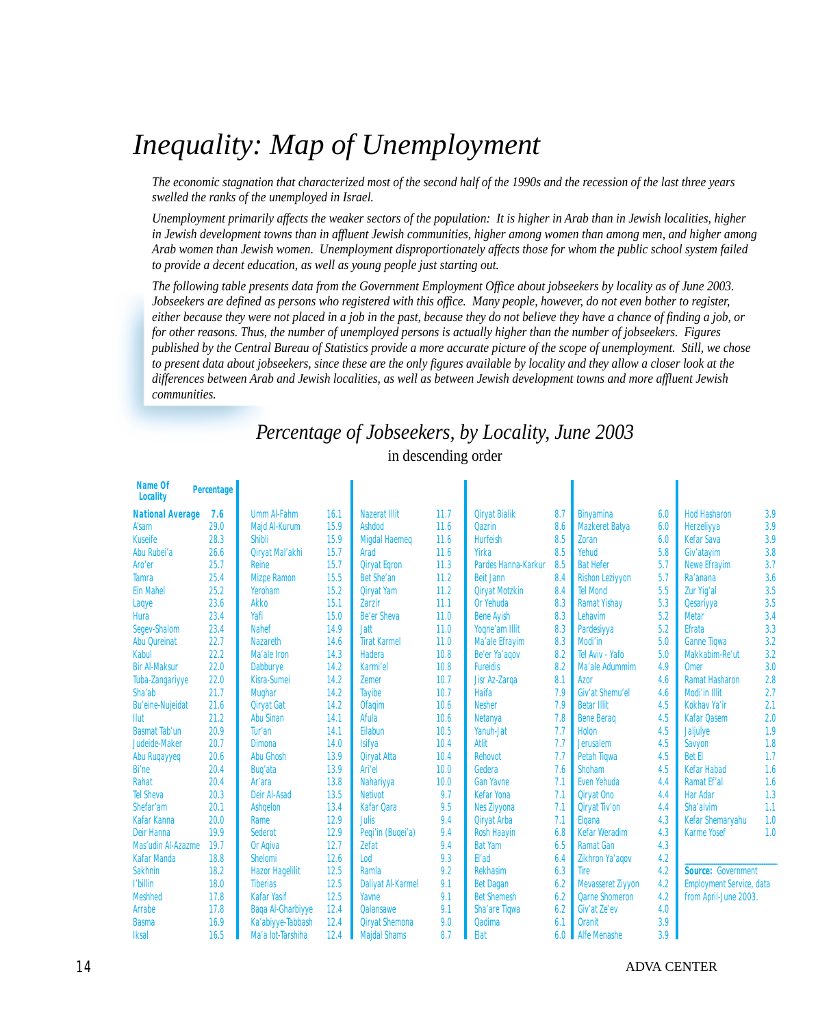# Inequality: Map of Unemployment

*The economic stagnation that characterized most of the second half of the 1990s and the recession of the last three years swelled the ranks of the unemployed in Israel.*

*Unemployment primarily affects the weaker sectors of the population: It is higher in Arab than in Jewish localities, higher in Jewish development towns than in affluent Jewish communities, higher among women than among men, and higher among Arab women than Jewish women. Unemployment disproportionately affects those for whom the public school system failed to provide a decent education, as well as young people just starting out.*

*The following table presents data from the Government Employment Office about jobseekers by locality as of June 2003. Jobseekers are defined as persons who registered with this office. Many people, however, do not even bother to register, either because they were not placed in a job in the past, because they do not believe they have a chance of finding a job, or for other reasons. Thus, the number of unemployed persons is actually higher than the number of jobseekers. Figures published by the Central Bureau of Statistics provide a more accurate picture of the scope of unemployment. Still, we chose to present data about jobseekers, since these are the only figures available by locality and they allow a closer look at the differences between Arab and Jewish localities, as well as between Jewish development towns and more affluent Jewish communities.*

## *Percentage of Jobseekers, by Locality, June 2003*

in descending order

| Name Of Locality | Percentage |
|---|---|
| **National Average** | **7.6** |
| A'sam | 29.0 |
| Kuseife | 28.3 |
| Abu Rubei'a | 26.6 |
| Aro'er | 25.7 |
| Tamra | 25.4 |
| Ein Mahel | 25.2 |
| Laqye | 23.6 |
| Hura | 23.4 |
| Segev-Shalom | 23.4 |
| Abu Qureinat | 22.7 |
| Kabul | 22.2 |
| Bir Al-Maksur | 22.0 |
| Tuba-Zangariyye | 22.0 |
| Sha'ab | 21.7 |
| Bu'eine-Nujeidat | 21.6 |
| Ilut | 21.2 |
| Basmat Tab'un | 20.9 |
| Judeide-Maker | 20.7 |
| Abu Ruqayyeq | 20.6 |
| Bi'ne | 20.4 |
| Rahat | 20.4 |
| Tel Sheva | 20.3 |
| Shefar'am | 20.1 |
| Kafar Kanna | 20.0 |
| Deir Hanna | 19.9 |
| Mas'udin Al-Azazme | 19.7 |
| Kafar Manda | 18.8 |
| Sakhnin | 18.2 |
| I'billin | 18.0 |
| Meshhed | 17.8 |
| Arrabe | 17.8 |
| Basma | 16.9 |
| Iksal | 16.5 |
| Umm Al-Fahm | 16.1 |
| Majd Al-Kurum | 15.9 |
| Shibli | 15.9 |
| Qiryat Mal'akhi | 15.7 |
| Reine | 15.7 |
| Mizpe Ramon | 15.5 |
| Yeroham | 15.2 |
| Akko | 15.1 |
| Yafi | 15.0 |
| Nahef | 14.9 |
| Nazareth | 14.6 |
| Ma'ale Iron | 14.3 |
| Dabburye | 14.2 |
| Kisra-Sumei | 14.2 |
| Mughar | 14.2 |
| Qiryat Gat | 14.2 |
| Abu Sinan | 14.1 |
| Tur'an | 14.1 |
| Dimona | 14.0 |
| Abu Ghosh | 13.9 |
| Buq'ata | 13.9 |
| Ar'ara | 13.8 |
| Deir Al-Asad | 13.5 |
| Ashqelon | 13.4 |
| Rame | 12.9 |
| Sederot | 12.9 |
| Or Aqiva | 12.7 |
| Shelomi | 12.6 |
| Hazor Hagelilit | 12.5 |
| Tiberias | 12.5 |
| Kafar Yasif | 12.5 |
| Baqa Al-Gharbiyye | 12.4 |
| Ka'abiyye-Tabbash | 12.4 |
| Ma'a lot-Tarshiha | 12.4 |
| Nazerat Illit | 11.7 |
| Ashdod | 11.6 |
| Migdal Haemeq | 11.6 |
| Arad | 11.6 |
| Qiryat Eqron | 11.3 |
| Bet She'an | 11.2 |
| Qiryat Yam | 11.2 |
| Zarzir | 11.1 |
| Be'er Sheva | 11.0 |
| Jatt | 11.0 |
| Tirat Karmel | 11.0 |
| Hadera | 10.8 |
| Karmi'el | 10.8 |
| Zemer | 10.7 |
| Tayibe | 10.7 |
| Ofaqim | 10.6 |
| Afula | 10.6 |
| Eilabun | 10.5 |
| Isifya | 10.4 |
| Qiryat Atta | 10.4 |
| Ari'el | 10.0 |
| Nahariyya | 10.0 |
| Netivot | 9.7 |
| Kafar Qara | 9.5 |
| Julis | 9.4 |
| Peqi'in (Buqei'a) | 9.4 |
| Zefat | 9.4 |
| Lod | 9.3 |
| Ramla | 9.2 |
| Daliyat Al-Karmel | 9.1 |
| Yavne | 9.1 |
| Qalansawe | 9.1 |
| Qiryat Shemona | 9.0 |
| Majdal Shams | 8.7 |
| Qiryat Bialik | 8.7 |
| Qazrin | 8.6 |
| Hurfeish | 8.5 |
| Yirka | 8.5 |
| Pardes Hanna-Karkur | 8.5 |
| Beit Jann | 8.4 |
| Qiryat Motzkin | 8.4 |
| Or Yehuda | 8.3 |
| Bene Ayish | 8.3 |
| Yoqne'am Illit | 8.3 |
| Ma'ale Efrayim | 8.3 |
| Be'er Ya'aqov | 8.2 |
| Fureidis | 8.2 |
| Jisr Az-Zarqa | 8.1 |
| Haifa | 7.9 |
| Nesher | 7.9 |
| Netanya | 7.8 |
| Yanuh-Jat | 7.7 |
| Atlit | 7.7 |
| Rehovot | 7.7 |
| Gedera | 7.6 |
| Gan Yavne | 7.1 |
| Kefar Yona | 7.1 |
| Nes Ziyyona | 7.1 |
| Qiryat Arba | 7.1 |
| Rosh Haayin | 6.8 |
| Bat Yam | 6.5 |
| El'ad | 6.4 |
| Rekhasim | 6.3 |
| Bet Dagan | 6.2 |
| Bet Shemesh | 6.2 |
| Sha'are Tiqwa | 6.2 |
| Qadima | 6.1 |
| Elat | 6.0 |
| Binyamina | 6.0 |
| Mazkeret Batya | 6.0 |
| Zoran | 6.0 |
| Yehud | 5.8 |
| Bat Hefer | 5.7 |
| Rishon Leziyyon | 5.7 |
| Tel Mond | 5.5 |
| Ramat Yishay | 5.3 |
| Lehavim | 5.2 |
| Pardesiyya | 5.2 |
| Modi'in | 5.0 |
| Tel Aviv - Yafo | 5.0 |
| Ma'ale Adummim | 4.9 |
| Azor | 4.6 |
| Giv'at Shemu'el | 4.6 |
| Betar Illit | 4.5 |
| Bene Beraq | 4.5 |
| Holon | 4.5 |
| Jerusalem | 4.5 |
| Petah Tiqwa | 4.5 |
| Shoham | 4.5 |
| Even Yehuda | 4.4 |
| Qiryat Ono | 4.4 |
| Qiryat Tiv'on | 4.4 |
| Elqana | 4.3 |
| Kefar Weradim | 4.3 |
| Ramat Gan | 4.3 |
| Zikhron Ya'aqov | 4.2 |
| Tire | 4.2 |
| Mevasseret Ziyyon | 4.2 |
| Qarne Shomeron | 4.2 |
| Giv'at Ze'ev | 4.0 |
| Oranit | 3.9 |
| Alfe Menashe | 3.9 |
| Hod Hasharon | 3.9 |
| Herzeliyya | 3.9 |
| Kefar Sava | 3.9 |
| Giv'atayim | 3.8 |
| Newe Efrayim | 3.7 |
| Ra'anana | 3.6 |
| Zur Yig'al | 3.5 |
| Qesariyya | 3.5 |
| Metar | 3.4 |
| Efrata | 3.3 |
| Ganne Tiqwa | 3.2 |
| Makkabim-Re'ut | 3.2 |
| Omer | 3.0 |
| Ramat Hasharon | 2.8 |
| Modi'in Illit | 2.7 |
| Kokhav Ya'ir | 2.1 |
| Kafar Qasem | 2.0 |
| Jaljulye | 1.9 |
| Savyon | 1.8 |
| Bet El | 1.7 |
| Kefar Habad | 1.6 |
| Ramat Ef'al | 1.6 |
| Har Adar | 1.3 |
| Sha'alvim | 1.1 |
| Kefar Shemaryahu | 1.0 |
| Karme Yosef | 1.0 |

**Source:** Government Employment Service, data from April-June 2003.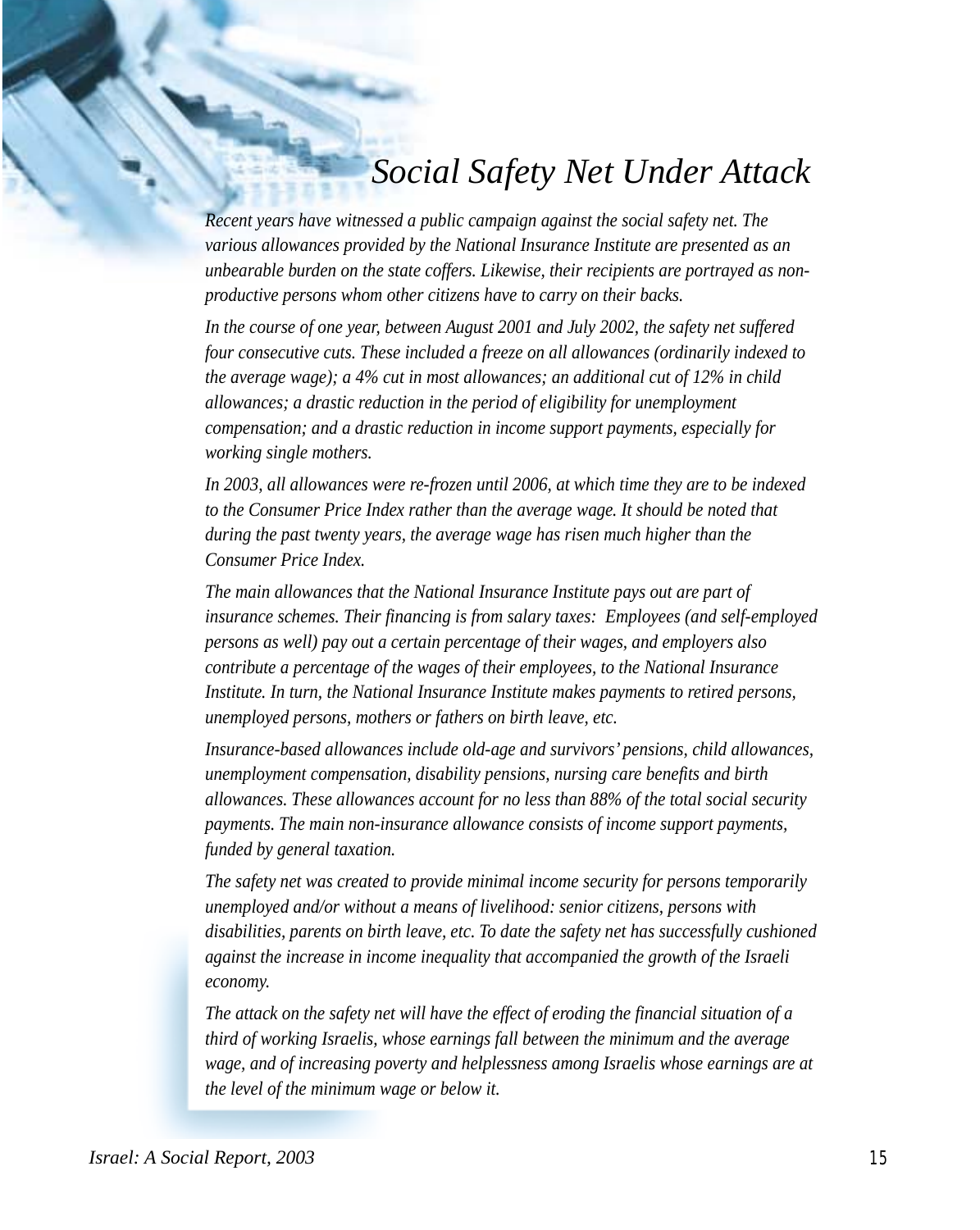# Social Safety Net Under Attack

*Recent years have witnessed a public campaign against the social safety net. The various allowances provided by the National Insurance Institute are presented as an unbearable burden on the state coffers. Likewise, their recipients are portrayed as non-productive persons whom other citizens have to carry on their backs.*

*In the course of one year, between August 2001 and July 2002, the safety net suffered four consecutive cuts. These included a freeze on all allowances (ordinarily indexed to the average wage); a 4% cut in most allowances; an additional cut of 12% in child allowances; a drastic reduction in the period of eligibility for unemployment compensation; and a drastic reduction in income support payments, especially for working single mothers.*

*In 2003, all allowances were re-frozen until 2006, at which time they are to be indexed to the Consumer Price Index rather than the average wage. It should be noted that during the past twenty years, the average wage has risen much higher than the Consumer Price Index.*

*The main allowances that the National Insurance Institute pays out are part of insurance schemes. Their financing is from salary taxes: Employees (and self-employed persons as well) pay out a certain percentage of their wages, and employers also contribute a percentage of the wages of their employees, to the National Insurance Institute. In turn, the National Insurance Institute makes payments to retired persons, unemployed persons, mothers or fathers on birth leave, etc.*

*Insurance-based allowances include old-age and survivors' pensions, child allowances, unemployment compensation, disability pensions, nursing care benefits and birth allowances. These allowances account for no less than 88% of the total social security payments. The main non-insurance allowance consists of income support payments, funded by general taxation.*

*The safety net was created to provide minimal income security for persons temporarily unemployed and/or without a means of livelihood: senior citizens, persons with disabilities, parents on birth leave, etc. To date the safety net has successfully cushioned against the increase in income inequality that accompanied the growth of the Israeli economy.*

*The attack on the safety net will have the effect of eroding the financial situation of a third of working Israelis, whose earnings fall between the minimum and the average wage, and of increasing poverty and helplessness among Israelis whose earnings are at the level of the minimum wage or below it.*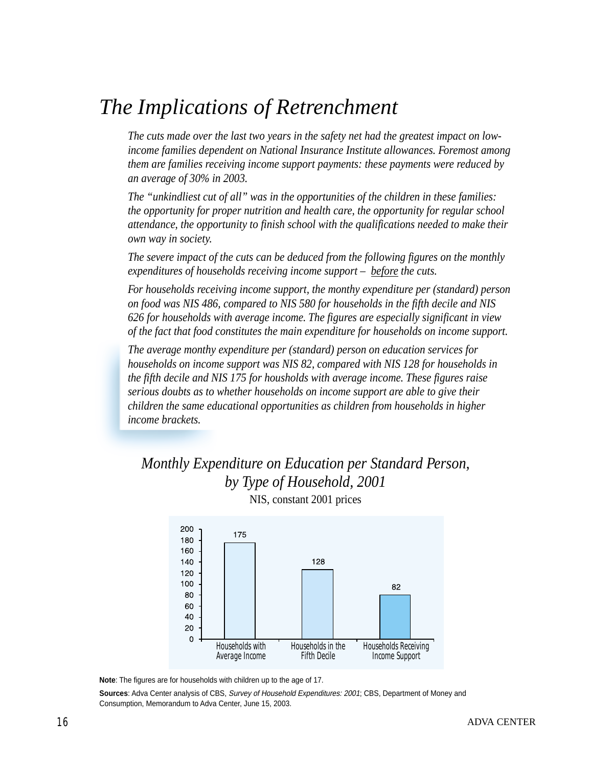# *The Implications of Retrenchment*

*The cuts made over the last two years in the safety net had the greatest impact on low-income families dependent on National Insurance Institute allowances. Foremost among them are families receiving income support payments: these payments were reduced by an average of 30% in 2003.*

*The "unkindliest cut of all" was in the opportunities of the children in these families: the opportunity for proper nutrition and health care, the opportunity for regular school attendance, the opportunity to finish school with the qualifications needed to make their own way in society.*

*The severe impact of the cuts can be deduced from the following figures on the monthly expenditures of households receiving income support – <u>before</u> the cuts.*

*For households receiving income support, the monthy expenditure per (standard) person on food was NIS 486, compared to NIS 580 for households in the fifth decile and NIS 626 for households with average income. The figures are especially significant in view of the fact that food constitutes the main expenditure for households on income support.*

*The average monthy expenditure per (standard) person on education services for households on income support was NIS 82, compared with NIS 128 for households in the fifth decile and NIS 175 for housholds with average income. These figures raise serious doubts as to whether households on income support are able to give their children the same educational opportunities as children from households in higher income brackets.*

## *Monthly Expenditure on Education per Standard Person, by Type of Household, 2001*

NIS, constant 2001 prices

| Type of Household | NIS |
|---|---|
| Households with Average Income | 175 |
| Households in the Fifth Decile | 128 |
| Households Receiving Income Support | 82 |

**Note**: The figures are for households with children up to the age of 17.

**Sources**: Adva Center analysis of CBS, *Survey of Household Expenditures: 2001*; CBS, Department of Money and Consumption, Memorandum to Adva Center, June 15, 2003.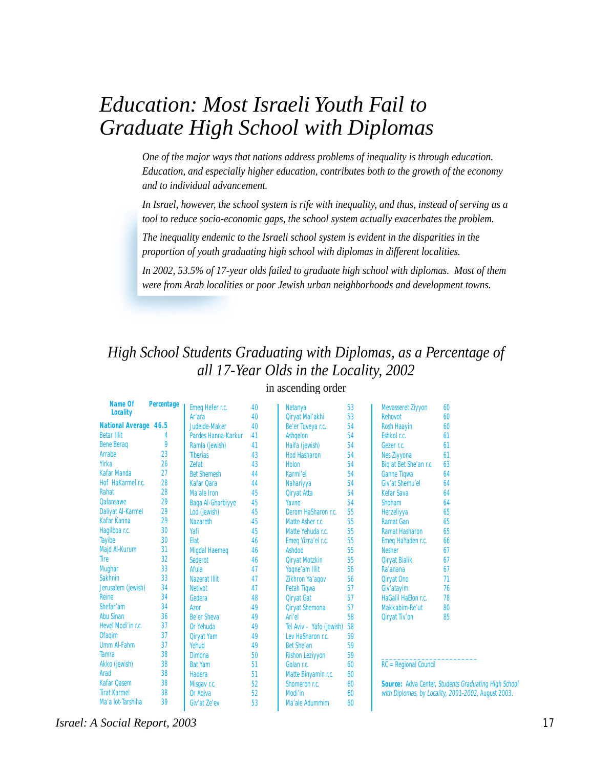# Education: Most Israeli Youth Fail to Graduate High School with Diplomas

*One of the major ways that nations address problems of inequality is through education. Education, and especially higher education, contributes both to the growth of the economy and to individual advancement.*

*In Israel, however, the school system is rife with inequality, and thus, instead of serving as a tool to reduce socio-economic gaps, the school system actually exacerbates the problem.*

*The inequality endemic to the Israeli school system is evident in the disparities in the proportion of youth graduating high school with diplomas in different localities.*

*In 2002, 53.5% of 17-year olds failed to graduate high school with diplomas. Most of them were from Arab localities or poor Jewish urban neighborhoods and development towns.*

## High School Students Graduating with Diplomas, as a Percentage of all 17-Year Olds in the Locality, 2002

in ascending order

| Name Of Locality | Percentage |
|---|---|
| **National Average** | **46.5** |
| Betar Illit | 4 |
| Bene Beraq | 9 |
| Arrabe | 23 |
| Yirka | 26 |
| Kafar Manda | 27 |
| Hof HaKarmel r.c. | 28 |
| Rahat | 28 |
| Qalansawe | 29 |
| Daliyat Al-Karmel | 29 |
| Kafar Kanna | 29 |
| Hagilboa r.c. | 30 |
| Tayibe | 30 |
| Majd Al-Kurum | 31 |
| Tire | 32 |
| Mughar | 33 |
| Sakhnin | 33 |
| Jerusalem (jewish) | 34 |
| Reine | 34 |
| Shefar'am | 34 |
| Abu Sinan | 36 |
| Hevel Modi'in r.c. | 37 |
| Ofaqim | 37 |
| Umm Al-Fahm | 37 |
| Tamra | 38 |
| Akko (jewish) | 38 |
| Arad | 38 |
| Kafar Qasem | 38 |
| Tirat Karmel | 38 |
| Ma'a lot-Tarshiha | 39 |
| Emeq Hefer r.c. | 40 |
| Ar'ara | 40 |
| Judeide-Maker | 40 |
| Pardes Hanna-Karkur | 41 |
| Ramla (jewish) | 41 |
| Tiberias | 43 |
| Zefat | 43 |
| Bet Shemesh | 44 |
| Kafar Qara | 44 |
| Ma'ale Iron | 45 |
| Baqa Al-Gharbiyye | 45 |
| Lod (jewish) | 45 |
| Nazareth | 45 |
| Yafi | 45 |
| Elat | 46 |
| Migdal Haemeq | 46 |
| Sederot | 46 |
| Afula | 47 |
| Nazerat Illit | 47 |
| Netivot | 47 |
| Gedera | 48 |
| Azor | 49 |
| Be'er Sheva | 49 |
| Or Yehuda | 49 |
| Qiryat Yam | 49 |
| Yehud | 49 |
| Dimona | 50 |
| Bat Yam | 51 |
| Hadera | 51 |
| Misgav r.c. | 52 |
| Or Aqiva | 52 |
| Giv'at Ze'ev | 53 |
| Netanya | 53 |
| Qiryat Mal'akhi | 53 |
| Be'er Tuveya r.c. | 54 |
| Ashqelon | 54 |
| Haifa (jewish) | 54 |
| Hod Hasharon | 54 |
| Holon | 54 |
| Karmi'el | 54 |
| Nahariyya | 54 |
| Qiryat Atta | 54 |
| Yavne | 54 |
| Derom HaSharon r.c. | 55 |
| Matte Asher r.c. | 55 |
| Matte Yehuda r.c. | 55 |
| Emeq Yizra'el r.c. | 55 |
| Ashdod | 55 |
| Qiryat Motzkin | 55 |
| Yoqne'am Illit | 56 |
| Zikhron Ya'aqov | 56 |
| Petah Tiqwa | 57 |
| Qiryat Gat | 57 |
| Qiryat Shemona | 57 |
| Ari'el | 58 |
| Tel Aviv – Yafo (jewish) | 58 |
| Lev HaSharon r.c. | 59 |
| Bet She'an | 59 |
| Rishon Leziyyon | 59 |
| Golan r.c. | 60 |
| Matte Binyamin r.c. | 60 |
| Shomeron r.c. | 60 |
| Modi'in | 60 |
| Ma'ale Adummim | 60 |
| Mevasseret Ziyyon | 60 |
| Rehovot | 60 |
| Rosh Haayin | 60 |
| Eshkol r.c. | 61 |
| Gezer r.c. | 61 |
| Nes Ziyyona | 61 |
| Biq'at Bet She'an r.c. | 63 |
| Ganne Tiqwa | 64 |
| Giv'at Shemu'el | 64 |
| Kefar Sava | 64 |
| Shoham | 64 |
| Herzeliyya | 65 |
| Ramat Gan | 65 |
| Ramat Hasharon | 65 |
| Emeq HaYaden r.c. | 66 |
| Nesher | 67 |
| Qiryat Bialik | 67 |
| Ra'anana | 67 |
| Qiryat Ono | 71 |
| Giv'atayim | 76 |
| HaGalil HaElon r.c. | 78 |
| Makkabim-Re'ut | 80 |
| Qiryat Tiv'on | 85 |

RC = Regional Council

**Source:** Adva Center, *Students Graduating High School with Diplomas, by Locality, 2001-2002*, August 2003.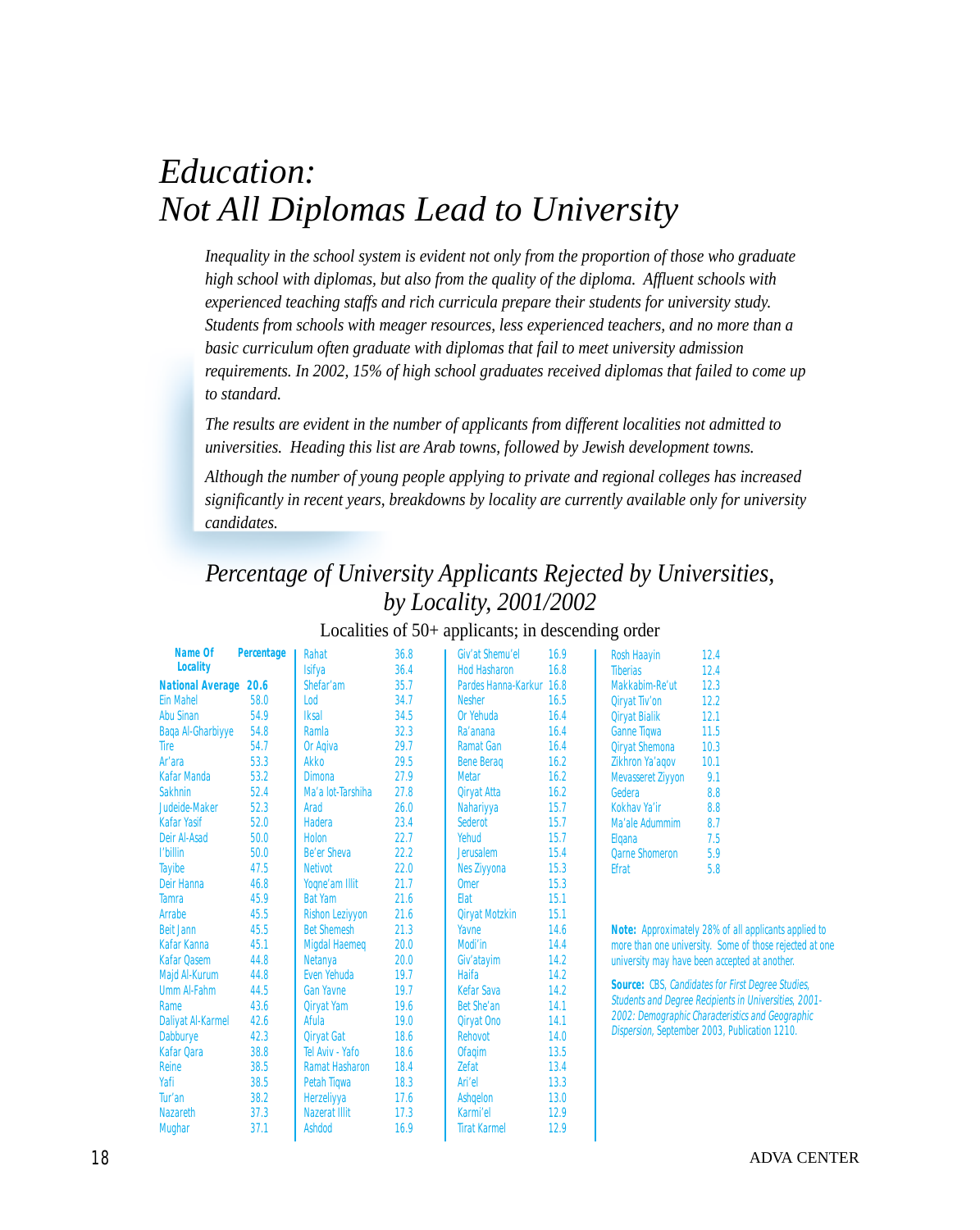# *Education: Not All Diplomas Lead to University*

*Inequality in the school system is evident not only from the proportion of those who graduate high school with diplomas, but also from the quality of the diploma. Affluent schools with experienced teaching staffs and rich curricula prepare their students for university study. Students from schools with meager resources, less experienced teachers, and no more than a basic curriculum often graduate with diplomas that fail to meet university admission requirements. In 2002, 15% of high school graduates received diplomas that failed to come up to standard.*

*The results are evident in the number of applicants from different localities not admitted to universities. Heading this list are Arab towns, followed by Jewish development towns.*

*Although the number of young people applying to private and regional colleges has increased significantly in recent years, breakdowns by locality are currently available only for university candidates.*

## *Percentage of University Applicants Rejected by Universities, by Locality, 2001/2002*

Localities of 50+ applicants; in descending order

| Name Of Locality | Percentage |
|---|---|
| **National Average** | **20.6** |
| Ein Mahel | 58.0 |
| Abu Sinan | 54.9 |
| Baqa Al-Gharbiyye | 54.8 |
| Tire | 54.7 |
| Ar'ara | 53.3 |
| Kafar Manda | 53.2 |
| Sakhnin | 52.4 |
| Judeide-Maker | 52.3 |
| Kafar Yasif | 52.0 |
| Deir Al-Asad | 50.0 |
| I'billin | 50.0 |
| Tayibe | 47.5 |
| Deir Hanna | 46.8 |
| Tamra | 45.9 |
| Arrabe | 45.5 |
| Beit Jann | 45.5 |
| Kafar Kanna | 45.1 |
| Kafar Qasem | 44.8 |
| Majd Al-Kurum | 44.8 |
| Umm Al-Fahm | 44.5 |
| Rame | 43.6 |
| Daliyat Al-Karmel | 42.6 |
| Dabburye | 42.3 |
| Kafar Qara | 38.8 |
| Reine | 38.5 |
| Yafi | 38.5 |
| Tur'an | 38.2 |
| Nazareth | 37.3 |
| Mughar | 37.1 |
| Rahat | 36.8 |
| Isifya | 36.4 |
| Shefar'am | 35.7 |
| Lod | 34.7 |
| Iksal | 34.5 |
| Ramla | 32.3 |
| Or Aqiva | 29.7 |
| Akko | 29.5 |
| Dimona | 27.9 |
| Ma'a lot-Tarshiha | 27.8 |
| Arad | 26.0 |
| Hadera | 23.4 |
| Holon | 22.7 |
| Be'er Sheva | 22.2 |
| Netivot | 22.0 |
| Yoqne'am Illit | 21.7 |
| Bat Yam | 21.6 |
| Rishon Leziyyon | 21.6 |
| Bet Shemesh | 21.3 |
| Migdal Haemeq | 20.0 |
| Netanya | 20.0 |
| Even Yehuda | 19.7 |
| Gan Yavne | 19.7 |
| Qiryat Yam | 19.6 |
| Afula | 19.0 |
| Qiryat Gat | 18.6 |
| Tel Aviv - Yafo | 18.6 |
| Ramat Hasharon | 18.4 |
| Petah Tiqwa | 18.3 |
| Herzeliyya | 17.6 |
| Nazerat Illit | 17.3 |
| Ashdod | 16.9 |
| Giv'at Shemu'el | 16.9 |
| Hod Hasharon | 16.8 |
| Pardes Hanna-Karkur | 16.8 |
| Nesher | 16.5 |
| Or Yehuda | 16.4 |
| Ra'anana | 16.4 |
| Ramat Gan | 16.4 |
| Bene Beraq | 16.2 |
| Metar | 16.2 |
| Qiryat Atta | 16.2 |
| Nahariyya | 15.7 |
| Sederot | 15.7 |
| Yehud | 15.7 |
| Jerusalem | 15.4 |
| Nes Ziyyona | 15.3 |
| Omer | 15.3 |
| Elat | 15.1 |
| Qiryat Motzkin | 15.1 |
| Yavne | 14.6 |
| Modi'in | 14.4 |
| Giv'atayim | 14.2 |
| Haifa | 14.2 |
| Kefar Sava | 14.2 |
| Bet She'an | 14.1 |
| Qiryat Ono | 14.1 |
| Rehovot | 14.0 |
| Ofaqim | 13.5 |
| Zefat | 13.4 |
| Ari'el | 13.3 |
| Ashqelon | 13.0 |
| Karmi'el | 12.9 |
| Tirat Karmel | 12.9 |
| Rosh Haayin | 12.4 |
| Tiberias | 12.4 |
| Makkabim-Re'ut | 12.3 |
| Qiryat Tiv'on | 12.2 |
| Qiryat Bialik | 12.1 |
| Ganne Tiqwa | 11.5 |
| Qiryat Shemona | 10.3 |
| Zikhron Ya'aqov | 10.1 |
| Mevasseret Ziyyon | 9.1 |
| Gedera | 8.8 |
| Kokhav Ya'ir | 8.8 |
| Ma'ale Adummim | 8.7 |
| Elqana | 7.5 |
| Qarne Shomeron | 5.9 |
| Efrat | 5.8 |

**Note:** Approximately 28% of all applicants applied to more than one university. Some of those rejected at one university may have been accepted at another.

**Source:** CBS, *Candidates for First Degree Studies, Students and Degree Recipients in Universities, 2001-2002: Demographic Characteristics and Geographic Dispersion*, September 2003, Publication 1210.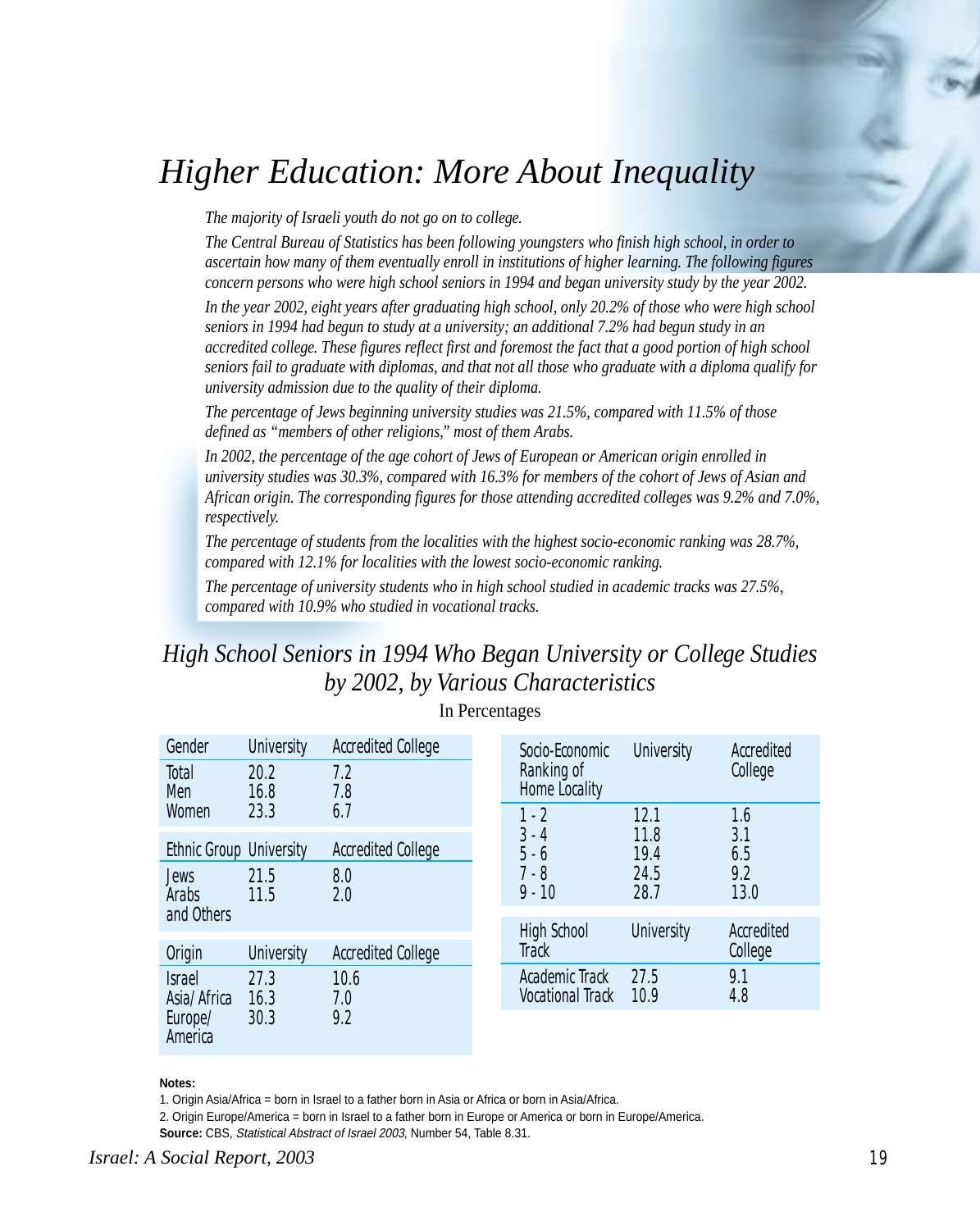# *Higher Education: More About Inequality*

*The majority of Israeli youth do not go on to college.*

*The Central Bureau of Statistics has been following youngsters who finish high school, in order to ascertain how many of them eventually enroll in institutions of higher learning. The following figures concern persons who were high school seniors in 1994 and began university study by the year 2002.*

*In the year 2002, eight years after graduating high school, only 20.2% of those who were high school seniors in 1994 had begun to study at a university; an additional 7.2% had begun study in an accredited college. These figures reflect first and foremost the fact that a good portion of high school seniors fail to graduate with diplomas, and that not all those who graduate with a diploma qualify for university admission due to the quality of their diploma.*

*The percentage of Jews beginning university studies was 21.5%, compared with 11.5% of those defined as "members of other religions," most of them Arabs.*

*In 2002, the percentage of the age cohort of Jews of European or American origin enrolled in university studies was 30.3%, compared with 16.3% for members of the cohort of Jews of Asian and African origin. The corresponding figures for those attending accredited colleges was 9.2% and 7.0%, respectively.*

*The percentage of students from the localities with the highest socio-economic ranking was 28.7%, compared with 12.1% for localities with the lowest socio-economic ranking.*

*The percentage of university students who in high school studied in academic tracks was 27.5%, compared with 10.9% who studied in vocational tracks.*

## *High School Seniors in 1994 Who Began University or College Studies by 2002, by Various Characteristics*

In Percentages

| Gender | University | Accredited College |
|---|---|---|
| Total | 20.2 | 7.2 |
| Men | 16.8 | 7.8 |
| Women | 23.3 | 6.7 |

| Ethnic Group | University | Accredited College |
|---|---|---|
| Jews | 21.5 | 8.0 |
| Arabs and Others | 11.5 | 2.0 |

| Origin | University | Accredited College |
|---|---|---|
| Israel | 27.3 | 10.6 |
| Asia/Africa | 16.3 | 7.0 |
| Europe/America | 30.3 | 9.2 |

| Socio-Economic Ranking of Home Locality | University | Accredited College |
|---|---|---|
| 1 - 2 | 12.1 | 1.6 |
| 3 - 4 | 11.8 | 3.1 |
| 5 - 6 | 19.4 | 6.5 |
| 7 - 8 | 24.5 | 9.2 |
| 9 - 10 | 28.7 | 13.0 |

| High School Track | University | Accredited College |
|---|---|---|
| Academic Track | 27.5 | 9.1 |
| Vocational Track | 10.9 | 4.8 |

**Notes:**

1. Origin Asia/Africa = born in Israel to a father born in Asia or Africa or born in Asia/Africa.
2. Origin Europe/America = born in Israel to a father born in Europe or America or born in Europe/America.

**Source:** CBS, *Statistical Abstract of Israel 2003*, Number 54, Table 8.31.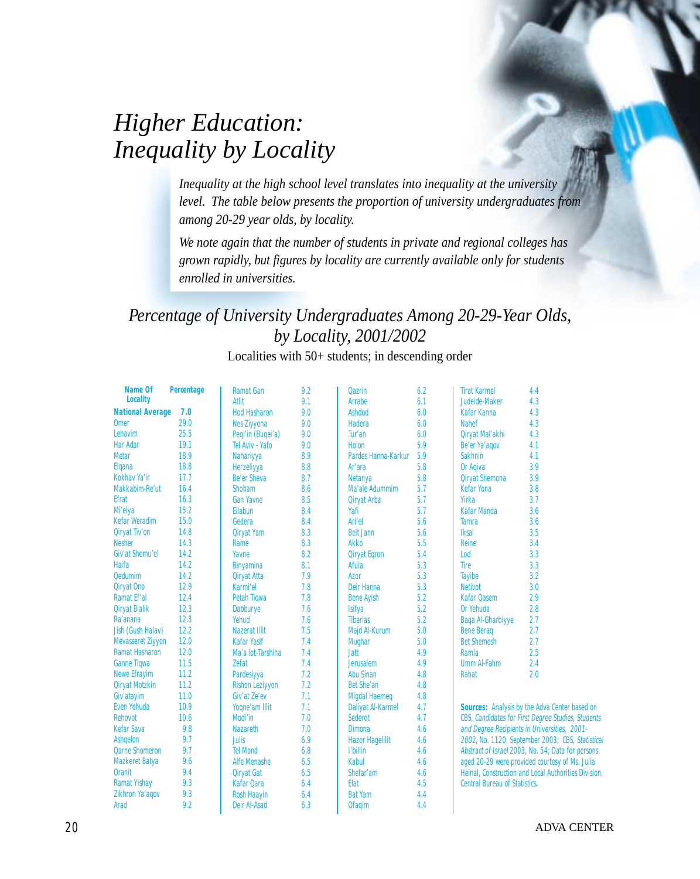# Higher Education: Inequality by Locality

*Inequality at the high school level translates into inequality at the university level. The table below presents the proportion of university undergraduates from among 20-29 year olds, by locality.*

*We note again that the number of students in private and regional colleges has grown rapidly, but figures by locality are currently available only for students enrolled in universities.*

## Percentage of University Undergraduates Among 20-29-Year Olds, by Locality, 2001/2002

Localities with 50+ students; in descending order

| Name Of Locality | Percentage |
|---|---|
| **National Average** | **7.0** |
| Omer | 29.0 |
| Lehavim | 25.5 |
| Har Adar | 19.1 |
| Metar | 18.9 |
| Elqana | 18.8 |
| Kokhav Ya'ir | 17.7 |
| Makkabim-Re'ut | 16.4 |
| Efrat | 16.3 |
| Mi'elya | 15.2 |
| Kefar Weradim | 15.0 |
| Qiryat Tiv'on | 14.8 |
| Nesher | 14.3 |
| Giv'at Shemu'el | 14.2 |
| Haifa | 14.2 |
| Qedumim | 14.2 |
| Qiryat Ono | 12.9 |
| Ramat Ef'al | 12.4 |
| Qiryat Bialik | 12.3 |
| Ra'anana | 12.3 |
| Jish (Gush Halav) | 12.2 |
| Mevasseret Ziyyon | 12.0 |
| Ramat Hasharon | 12.0 |
| Ganne Tiqwa | 11.5 |
| Newe Efrayim | 11.2 |
| Qiryat Motzkin | 11.2 |
| Giv'atayim | 11.0 |
| Even Yehuda | 10.9 |
| Rehovot | 10.6 |
| Kefar Sava | 9.8 |
| Ashqelon | 9.7 |
| Qarne Shomeron | 9.7 |
| Mazkeret Batya | 9.6 |
| Oranit | 9.4 |
| Ramat Yishay | 9.3 |
| Zikhron Ya'aqov | 9.3 |
| Arad | 9.2 |
| Ramat Gan | 9.2 |
| Atlit | 9.1 |
| Hod Hasharon | 9.0 |
| Nes Ziyyona | 9.0 |
| Peqi'in (Buqei'a) | 9.0 |
| Tel Aviv - Yafo | 9.0 |
| Nahariyya | 8.9 |
| Herzeliyya | 8.8 |
| Be'er Sheva | 8.7 |
| Shoham | 8.6 |
| Gan Yavne | 8.5 |
| Eilabun | 8.4 |
| Gedera | 8.4 |
| Qiryat Yam | 8.3 |
| Rame | 8.3 |
| Yavne | 8.2 |
| Binyamina | 8.1 |
| Qiryat Atta | 7.9 |
| Karmi'el | 7.8 |
| Petah Tiqwa | 7.8 |
| Dabburye | 7.6 |
| Yehud | 7.6 |
| Nazerat Illit | 7.5 |
| Kafar Yasif | 7.4 |
| Ma'a lot-Tarshiha | 7.4 |
| Zefat | 7.4 |
| Pardesiyya | 7.2 |
| Rishon Leziyyon | 7.2 |
| Giv'at Ze'ev | 7.1 |
| Yoqne'am Illit | 7.1 |
| Modi'in | 7.0 |
| Nazareth | 7.0 |
| Julis | 6.9 |
| Tel Mond | 6.8 |
| Alfe Menashe | 6.5 |
| Qiryat Gat | 6.5 |
| Kafar Qara | 6.4 |
| Rosh Haayin | 6.4 |
| Deir Al-Asad | 6.3 |
| Qazrin | 6.2 |
| Arrabe | 6.1 |
| Ashdod | 6.0 |
| Hadera | 6.0 |
| Tur'an | 6.0 |
| Holon | 5.9 |
| Pardes Hanna-Karkur | 5.9 |
| Ar'ara | 5.8 |
| Netanya | 5.8 |
| Ma'ale Adummim | 5.7 |
| Qiryat Arba | 5.7 |
| Yafi | 5.7 |
| Ari'el | 5.6 |
| Beit Jann | 5.6 |
| Akko | 5.5 |
| Qiryat Eqron | 5.4 |
| Afula | 5.3 |
| Azor | 5.3 |
| Deir Hanna | 5.3 |
| Bene Ayish | 5.2 |
| Isifya | 5.2 |
| Tiberias | 5.2 |
| Majd Al-Kurum | 5.0 |
| Mughar | 5.0 |
| Jatt | 4.9 |
| Jerusalem | 4.9 |
| Abu Sinan | 4.8 |
| Bet She'an | 4.8 |
| Migdal Haemeq | 4.8 |
| Daliyat Al-Karmel | 4.7 |
| Sederot | 4.7 |
| Dimona | 4.6 |
| Hazor Hagelilit | 4.6 |
| I'billin | 4.6 |
| Kabul | 4.6 |
| Shefar'am | 4.6 |
| Elat | 4.5 |
| Bat Yam | 4.4 |
| Ofaqim | 4.4 |
| Tirat Karmel | 4.4 |
| Judeide-Maker | 4.3 |
| Kafar Kanna | 4.3 |
| Nahef | 4.3 |
| Qiryat Mal'akhi | 4.3 |
| Be'er Ya'aqov | 4.1 |
| Sakhnin | 4.1 |
| Or Aqiva | 3.9 |
| Qiryat Shemona | 3.9 |
| Kefar Yona | 3.8 |
| Yirka | 3.7 |
| Kafar Manda | 3.6 |
| Tamra | 3.6 |
| Iksal | 3.5 |
| Reine | 3.4 |
| Lod | 3.3 |
| Tire | 3.3 |
| Tayibe | 3.2 |
| Netivot | 3.0 |
| Kafar Qasem | 2.9 |
| Or Yehuda | 2.8 |
| Baqa Al-Gharbiyye | 2.7 |
| Bene Beraq | 2.7 |
| Bet Shemesh | 2.7 |
| Ramla | 2.5 |
| Umm Al-Fahm | 2.4 |
| Rahat | 2.0 |

**Sources:** Analysis by the Adva Center based on CBS, *Candidates for First Degree Studies, Students and Degree Recipients in Universities, 2001-2002*, No. 1120, September 2003; CBS, *Statistical Abstract of Israel* 2003, No. 54; Data for persons aged 20-29 were provided courtesy of Ms. Julia Heinal, Construction and Local Authorities Division, Central Bureau of Statistics.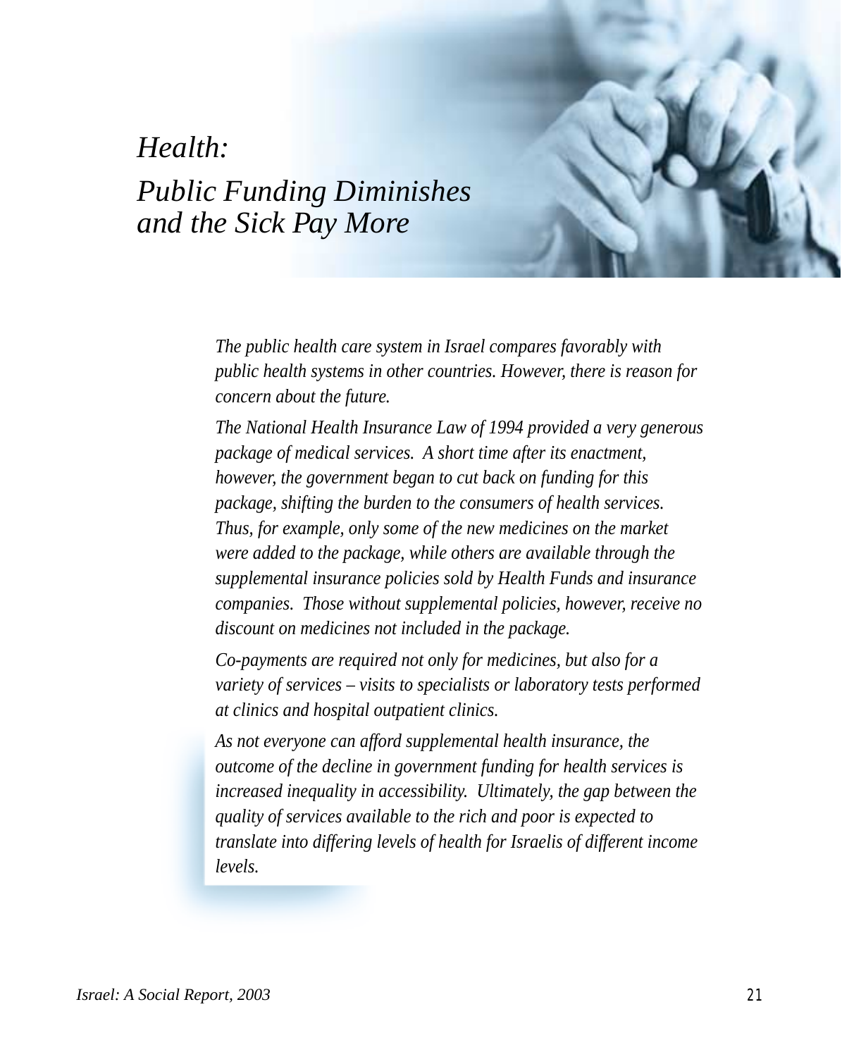# *Health:*
# *Public Funding Diminishes and the Sick Pay More*

*The public health care system in Israel compares favorably with public health systems in other countries. However, there is reason for concern about the future.*

*The National Health Insurance Law of 1994 provided a very generous package of medical services. A short time after its enactment, however, the government began to cut back on funding for this package, shifting the burden to the consumers of health services. Thus, for example, only some of the new medicines on the market were added to the package, while others are available through the supplemental insurance policies sold by Health Funds and insurance companies. Those without supplemental policies, however, receive no discount on medicines not included in the package.*

*Co-payments are required not only for medicines, but also for a variety of services – visits to specialists or laboratory tests performed at clinics and hospital outpatient clinics.*

*As not everyone can afford supplemental health insurance, the outcome of the decline in government funding for health services is increased inequality in accessibility. Ultimately, the gap between the quality of services available to the rich and poor is expected to translate into differing levels of health for Israelis of different income levels.*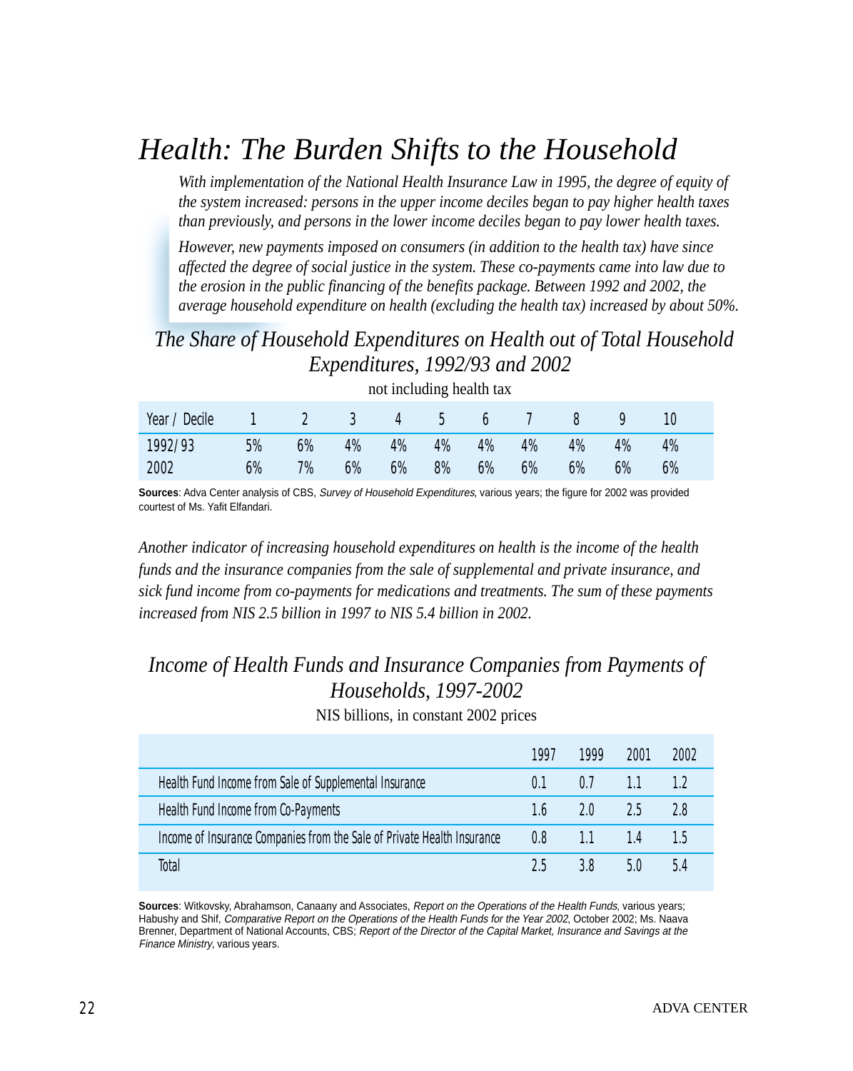# *Health: The Burden Shifts to the Household*

*With implementation of the National Health Insurance Law in 1995, the degree of equity of the system increased: persons in the upper income deciles began to pay higher health taxes than previously, and persons in the lower income deciles began to pay lower health taxes.*

*However, new payments imposed on consumers (in addition to the health tax) have since affected the degree of social justice in the system. These co-payments came into law due to the erosion in the public financing of the benefits package. Between 1992 and 2002, the average household expenditure on health (excluding the health tax) increased by about 50%.*

## *The Share of Household Expenditures on Health out of Total Household Expenditures, 1992/93 and 2002*

not including health tax

| Year / Decile | 1 | 2 | 3 | 4 | 5 | 6 | 7 | 8 | 9 | 10 |
|---|---|---|---|---|---|---|---|---|---|---|
| 1992/93 | 5% | 6% | 4% | 4% | 4% | 4% | 4% | 4% | 4% | 4% |
| 2002 | 6% | 7% | 6% | 6% | 8% | 6% | 6% | 6% | 6% | 6% |

**Sources**: Adva Center analysis of CBS, *Survey of Household Expenditures*, various years; the figure for 2002 was provided courtest of Ms. Yafit Elfandari.

*Another indicator of increasing household expenditures on health is the income of the health funds and the insurance companies from the sale of supplemental and private insurance, and sick fund income from co-payments for medications and treatments. The sum of these payments increased from NIS 2.5 billion in 1997 to NIS 5.4 billion in 2002.*

## *Income of Health Funds and Insurance Companies from Payments of Households, 1997-2002*

NIS billions, in constant 2002 prices

| | 1997 | 1999 | 2001 | 2002 |
|---|---|---|---|---|
| Health Fund Income from Sale of Supplemental Insurance | 0.1 | 0.7 | 1.1 | 1.2 |
| Health Fund Income from Co-Payments | 1.6 | 2.0 | 2.5 | 2.8 |
| Income of Insurance Companies from the Sale of Private Health Insurance | 0.8 | 1.1 | 1.4 | 1.5 |
| Total | 2.5 | 3.8 | 5.0 | 5.4 |

**Sources**: Witkovsky, Abrahamson, Canaany and Associates, *Report on the Operations of the Health Funds*, various years; Habushy and Shif, *Comparative Report on the Operations of the Health Funds for the Year 2002*, October 2002; Ms. Naava Brenner, Department of National Accounts, CBS; *Report of the Director of the Capital Market, Insurance and Savings at the Finance Ministry*, various years.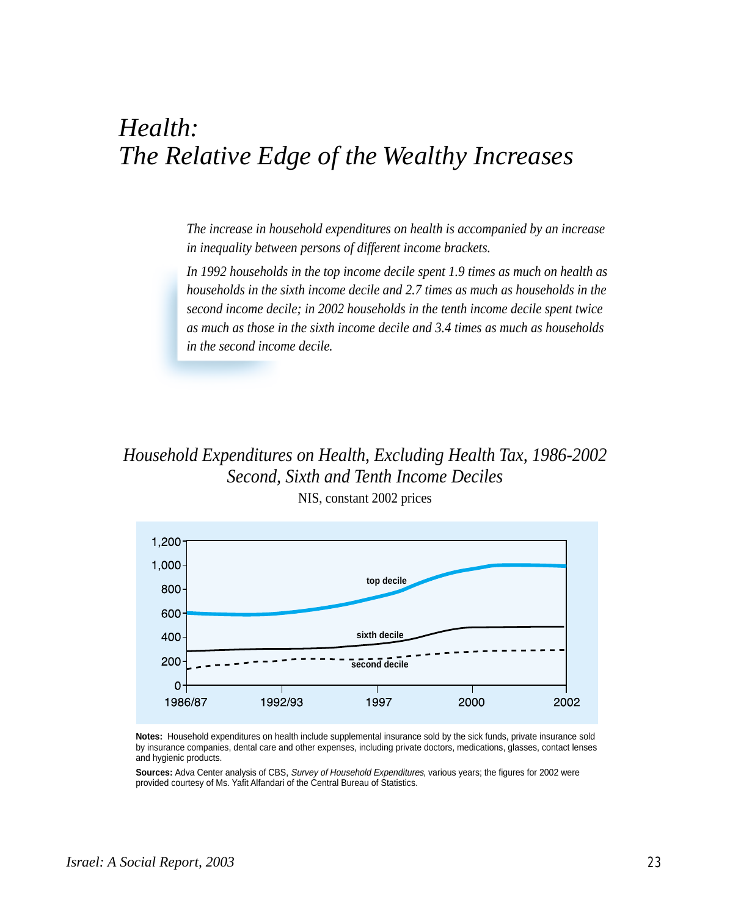# *Health:*
# *The Relative Edge of the Wealthy Increases*

*The increase in household expenditures on health is accompanied by an increase in inequality between persons of different income brackets.*

*In 1992 households in the top income decile spent 1.9 times as much on health as households in the sixth income decile and 2.7 times as much as households in the second income decile; in 2002 households in the tenth income decile spent twice as much as those in the sixth income decile and 3.4 times as much as households in the second income decile.*

## *Household Expenditures on Health, Excluding Health Tax, 1986-2002*
## *Second, Sixth and Tenth Income Deciles*

NIS, constant 2002 prices

1,200
1,000
800
600
400
200
0

top decile
sixth decile
second decile

1986/87 1992/93 1997 2000 2002

**Notes:** Household expenditures on health include supplemental insurance sold by the sick funds, private insurance sold by insurance companies, dental care and other expenses, including private doctors, medications, glasses, contact lenses and hygienic products.

**Sources:** Adva Center analysis of CBS, *Survey of Household Expenditures*, various years; the figures for 2002 were provided courtesy of Ms. Yafit Alfandari of the Central Bureau of Statistics.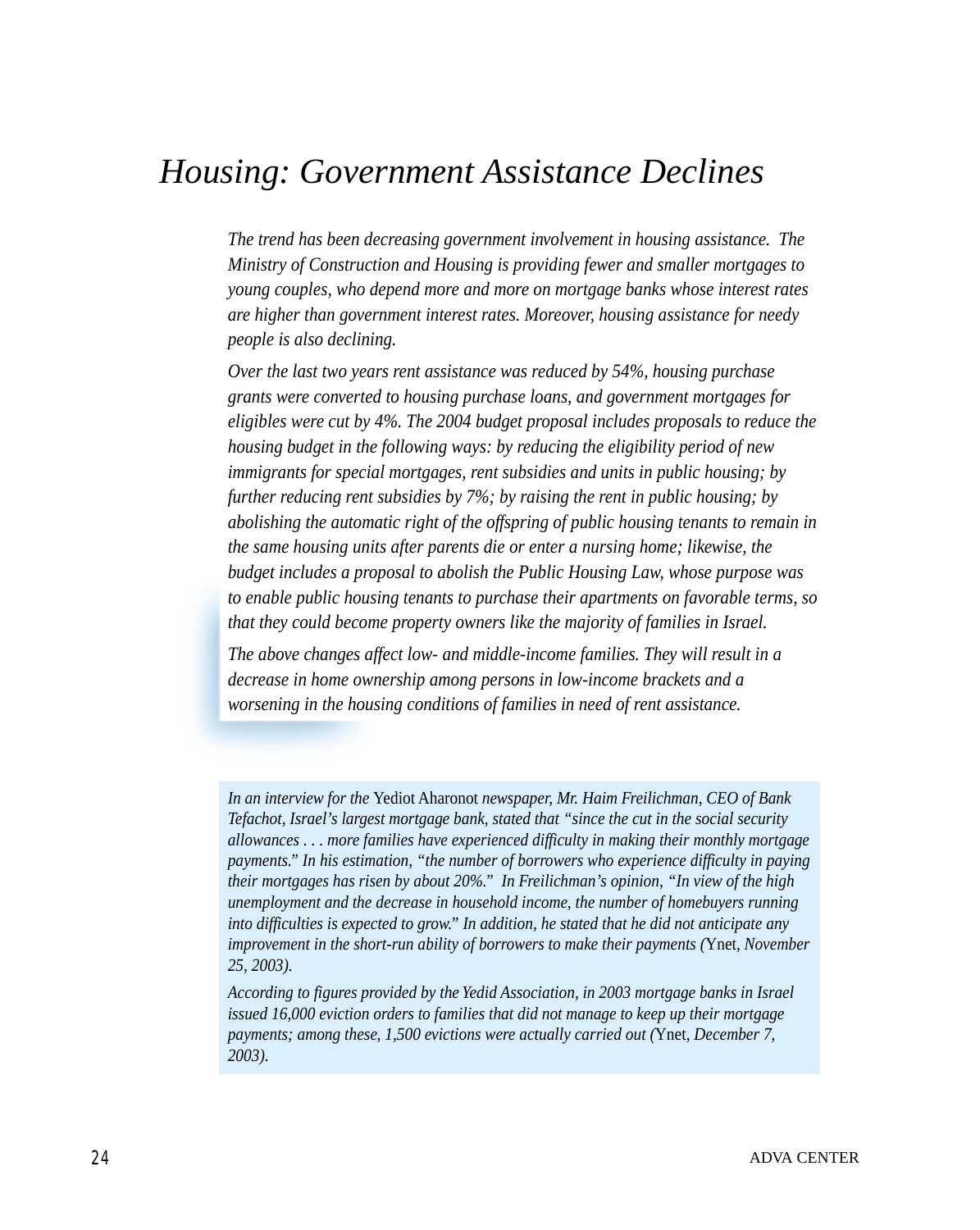# *Housing: Government Assistance Declines*

*The trend has been decreasing government involvement in housing assistance. The Ministry of Construction and Housing is providing fewer and smaller mortgages to young couples, who depend more and more on mortgage banks whose interest rates are higher than government interest rates. Moreover, housing assistance for needy people is also declining.*

*Over the last two years rent assistance was reduced by 54%, housing purchase grants were converted to housing purchase loans, and government mortgages for eligibles were cut by 4%. The 2004 budget proposal includes proposals to reduce the housing budget in the following ways: by reducing the eligibility period of new immigrants for special mortgages, rent subsidies and units in public housing; by further reducing rent subsidies by 7%; by raising the rent in public housing; by abolishing the automatic right of the offspring of public housing tenants to remain in the same housing units after parents die or enter a nursing home; likewise, the budget includes a proposal to abolish the Public Housing Law, whose purpose was to enable public housing tenants to purchase their apartments on favorable terms, so that they could become property owners like the majority of families in Israel.*

*The above changes affect low- and middle-income families. They will result in a decrease in home ownership among persons in low-income brackets and a worsening in the housing conditions of families in need of rent assistance.*

*In an interview for the* Yediot Aharonot *newspaper, Mr. Haim Freilichman, CEO of Bank Tefachot, Israel's largest mortgage bank, stated that "since the cut in the social security allowances . . . more families have experienced difficulty in making their monthly mortgage payments." In his estimation, "the number of borrowers who experience difficulty in paying their mortgages has risen by about 20%." In Freilichman's opinion, "In view of the high unemployment and the decrease in household income, the number of homebuyers running into difficulties is expected to grow." In addition, he stated that he did not anticipate any improvement in the short-run ability of borrowers to make their payments (*Ynet, *November 25, 2003).*

*According to figures provided by the Yedid Association, in 2003 mortgage banks in Israel issued 16,000 eviction orders to families that did not manage to keep up their mortgage payments; among these, 1,500 evictions were actually carried out (*Ynet, *December 7, 2003).*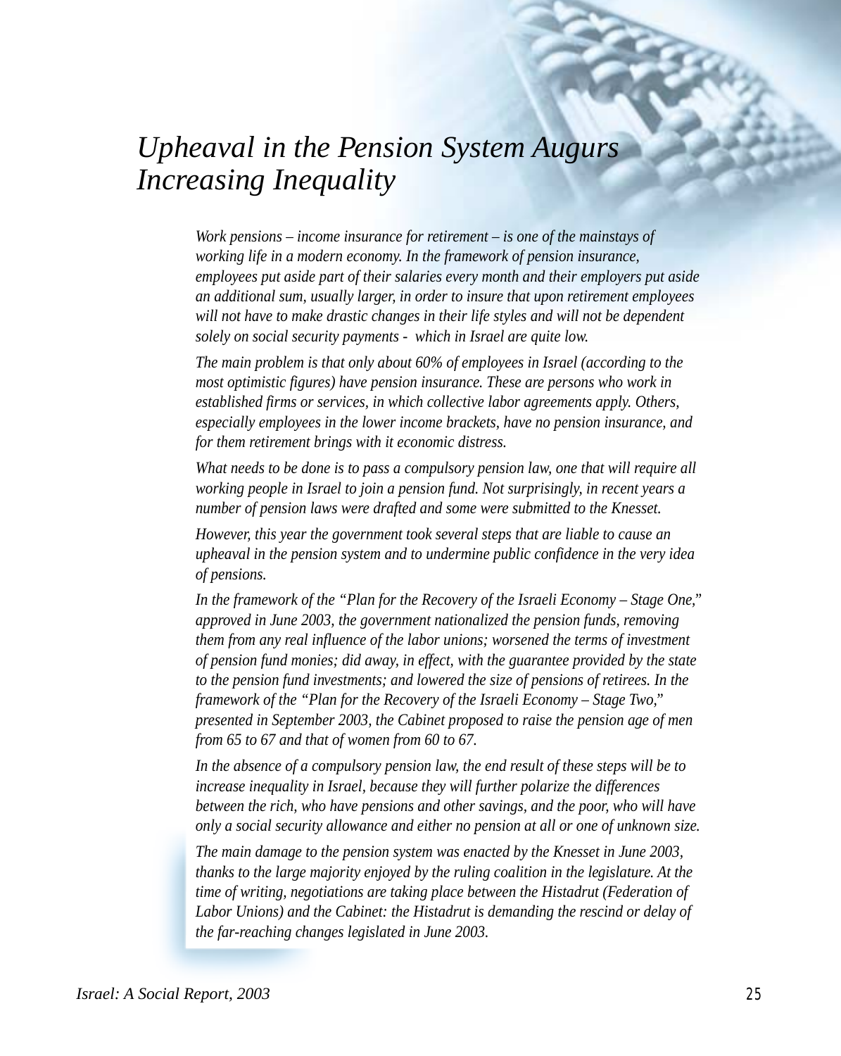# *Upheaval in the Pension System Augurs Increasing Inequality*

*Work pensions – income insurance for retirement – is one of the mainstays of working life in a modern economy. In the framework of pension insurance, employees put aside part of their salaries every month and their employers put aside an additional sum, usually larger, in order to insure that upon retirement employees will not have to make drastic changes in their life styles and will not be dependent solely on social security payments - which in Israel are quite low.*

*The main problem is that only about 60% of employees in Israel (according to the most optimistic figures) have pension insurance. These are persons who work in established firms or services, in which collective labor agreements apply. Others, especially employees in the lower income brackets, have no pension insurance, and for them retirement brings with it economic distress.*

*What needs to be done is to pass a compulsory pension law, one that will require all working people in Israel to join a pension fund. Not surprisingly, in recent years a number of pension laws were drafted and some were submitted to the Knesset.*

*However, this year the government took several steps that are liable to cause an upheaval in the pension system and to undermine public confidence in the very idea of pensions.*

*In the framework of the "Plan for the Recovery of the Israeli Economy – Stage One," approved in June 2003, the government nationalized the pension funds, removing them from any real influence of the labor unions; worsened the terms of investment of pension fund monies; did away, in effect, with the guarantee provided by the state to the pension fund investments; and lowered the size of pensions of retirees. In the framework of the "Plan for the Recovery of the Israeli Economy – Stage Two," presented in September 2003, the Cabinet proposed to raise the pension age of men from 65 to 67 and that of women from 60 to 67.*

*In the absence of a compulsory pension law, the end result of these steps will be to increase inequality in Israel, because they will further polarize the differences between the rich, who have pensions and other savings, and the poor, who will have only a social security allowance and either no pension at all or one of unknown size.*

*The main damage to the pension system was enacted by the Knesset in June 2003, thanks to the large majority enjoyed by the ruling coalition in the legislature. At the time of writing, negotiations are taking place between the Histadrut (Federation of Labor Unions) and the Cabinet: the Histadrut is demanding the rescind or delay of the far-reaching changes legislated in June 2003.*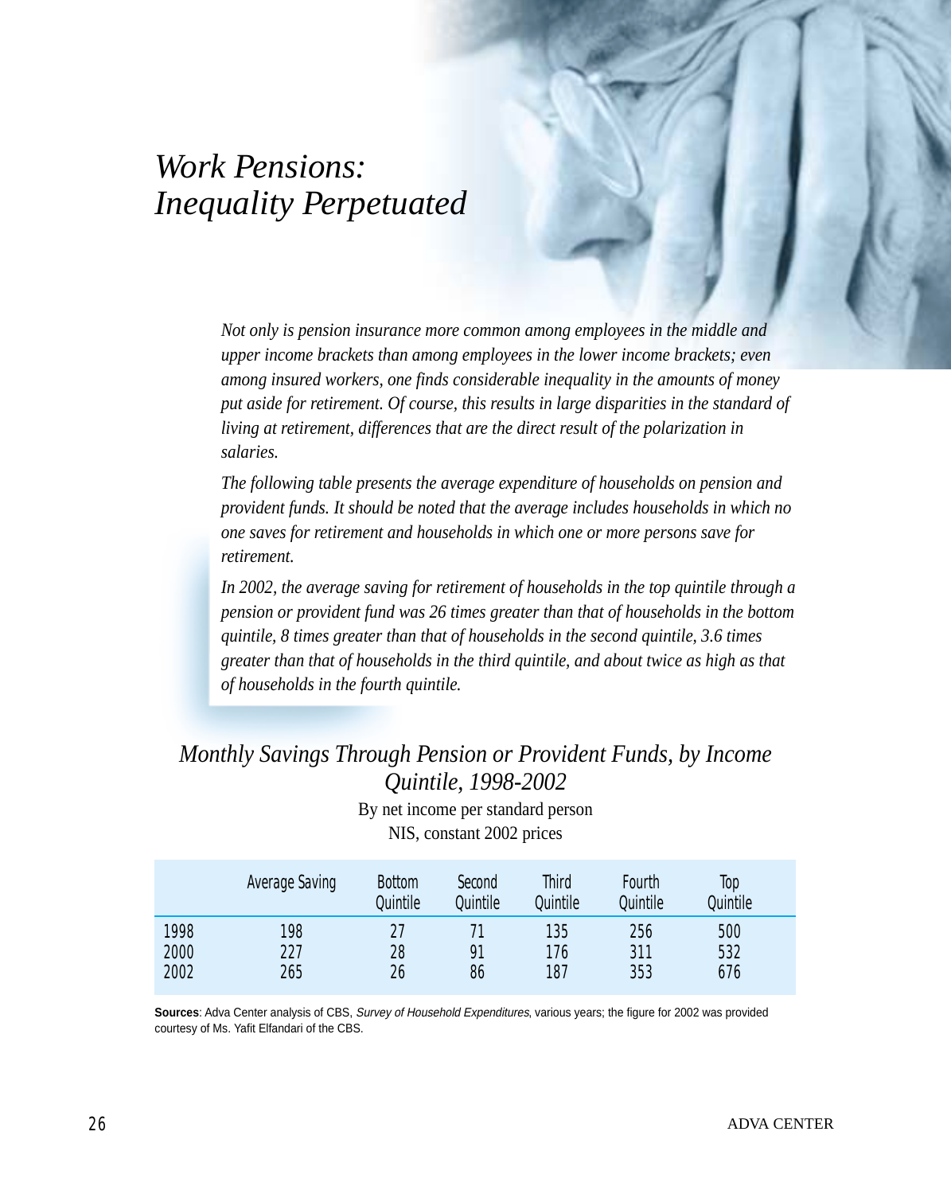# *Work Pensions: Inequality Perpetuated*

*Not only is pension insurance more common among employees in the middle and upper income brackets than among employees in the lower income brackets; even among insured workers, one finds considerable inequality in the amounts of money put aside for retirement. Of course, this results in large disparities in the standard of living at retirement, differences that are the direct result of the polarization in salaries.*

*The following table presents the average expenditure of households on pension and provident funds. It should be noted that the average includes households in which no one saves for retirement and households in which one or more persons save for retirement.*

*In 2002, the average saving for retirement of households in the top quintile through a pension or provident fund was 26 times greater than that of households in the bottom quintile, 8 times greater than that of households in the second quintile, 3.6 times greater than that of households in the third quintile, and about twice as high as that of households in the fourth quintile.*

## *Monthly Savings Through Pension or Provident Funds, by Income Quintile, 1998-2002*

By net income per standard person

NIS, constant 2002 prices

| | Average Saving | Bottom Quintile | Second Quintile | Third Quintile | Fourth Quintile | Top Quintile |
|---|---|---|---|---|---|---|
| 1998 | 198 | 27 | 71 | 135 | 256 | 500 |
| 2000 | 227 | 28 | 91 | 176 | 311 | 532 |
| 2002 | 265 | 26 | 86 | 187 | 353 | 676 |

**Sources**: Adva Center analysis of CBS, *Survey of Household Expenditures*, various years; the figure for 2002 was provided courtesy of Ms. Yafit Elfandari of the CBS.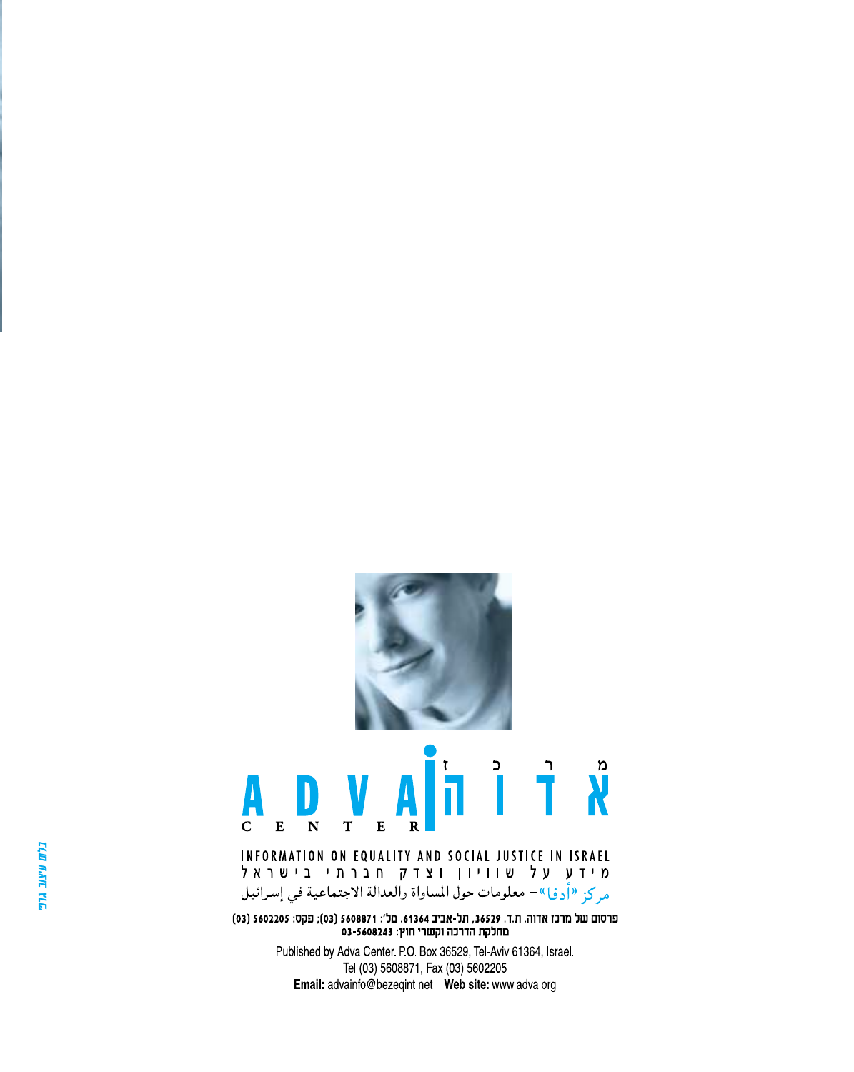מרכז אדוה

ADVA CENTER

INFORMATION ON EQUALITY AND SOCIAL JUSTICE IN ISRAEL

מידע על שוויון וצדק חברתי בישראל

مركز «أدفا» – معلومات حول المساواة والعدالة الاجتماعية في إسرائيل

פרסום של מרכז אדוה. ת.ד. 36529, תל-אביב 61364. טל': 5608871 (03); פקס: 5602205 (03)

מחלקת הדרכה וקשרי חוץ: 03-5608243

Published by Adva Center. P.O. Box 36529, Tel-Aviv 61364, Israel.

Tel (03) 5608871, Fax (03) 5602205

**Email:** advainfo@bezeqint.net **Web site:** www.adva.org

בלום עיצוב גרפי